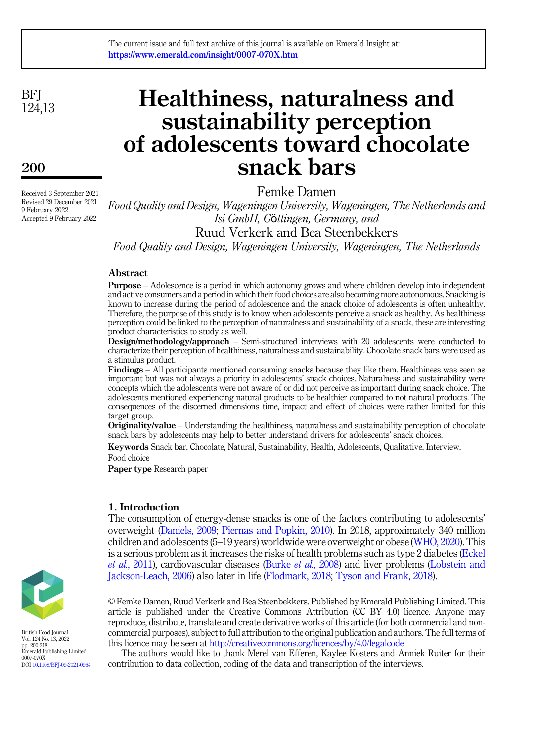The current issue and full text archive of this journal is available on Emerald Insight at: https://www.emerald.com/insight/0007-070X.htm

# Healthiness, naturalness and sustainability perception of adolescents toward chocolate snack bars

Received 3 September 2021
Revised 29 December 2021
9 February 2022
Accepted 9 February 2022

Femke Damen

*Food Quality and Design, Wageningen University, Wageningen, The Netherlands and Isi GmbH, Göttingen, Germany, and*

Ruud Verkerk and Bea Steenbekkers

*Food Quality and Design, Wageningen University, Wageningen, The Netherlands*

## Abstract

**Purpose** – Adolescence is a period in which autonomy grows and where children develop into independent and active consumers and a period in which their food choices are also becoming more autonomous. Snacking is known to increase during the period of adolescence and the snack choice of adolescents is often unhealthy. Therefore, the purpose of this study is to know when adolescents perceive a snack as healthy. As healthiness perception could be linked to the perception of naturalness and sustainability of a snack, these are interesting product characteristics to study as well.

**Design/methodology/approach** – Semi-structured interviews with 20 adolescents were conducted to characterize their perception of healthiness, naturalness and sustainability. Chocolate snack bars were used as a stimulus product.

**Findings** – All participants mentioned consuming snacks because they like them. Healthiness was seen as important but was not always a priority in adolescents' snack choices. Naturalness and sustainability were concepts which the adolescents were not aware of or did not perceive as important during snack choice. The adolescents mentioned experiencing natural products to be healthier compared to not natural products. The consequences of the discerned dimensions time, impact and effect of choices were rather limited for this target group.

**Originality/value** – Understanding the healthiness, naturalness and sustainability perception of chocolate snack bars by adolescents may help to better understand drivers for adolescents' snack choices.

**Keywords** Snack bar, Chocolate, Natural, Sustainability, Health, Adolescents, Qualitative, Interview, Food choice

**Paper type** Research paper

## 1. Introduction

The consumption of energy-dense snacks is one of the factors contributing to adolescents' overweight (Daniels, 2009; Piernas and Popkin, 2010). In 2018, approximately 340 million children and adolescents (5–19 years) worldwide were overweight or obese (WHO, 2020). This is a serious problem as it increases the risks of health problems such as type 2 diabetes (Eckel *et al.*, 2011), cardiovascular diseases (Burke *et al.*, 2008) and liver problems (Lobstein and Jackson-Leach, 2006) also later in life (Flodmark, 2018; Tyson and Frank, 2018).

© Femke Damen, Ruud Verkerk and Bea Steenbekkers. Published by Emerald Publishing Limited. This article is published under the Creative Commons Attribution (CC BY 4.0) licence. Anyone may reproduce, distribute, translate and create derivative works of this article (for both commercial and non-commercial purposes), subject to full attribution to the original publication and authors. The full terms of this licence may be seen at http://creativecommons.org/licences/by/4.0/legalcode

The authors would like to thank Merel van Efferen, Kaylee Kosters and Anniek Ruiter for their contribution to data collection, coding of the data and transcription of the interviews.

British Food Journal
Vol. 124 No. 13, 2022
pp. 200-218
Emerald Publishing Limited
0007-070X
DOI 10.1108/BFJ-09-2021-0964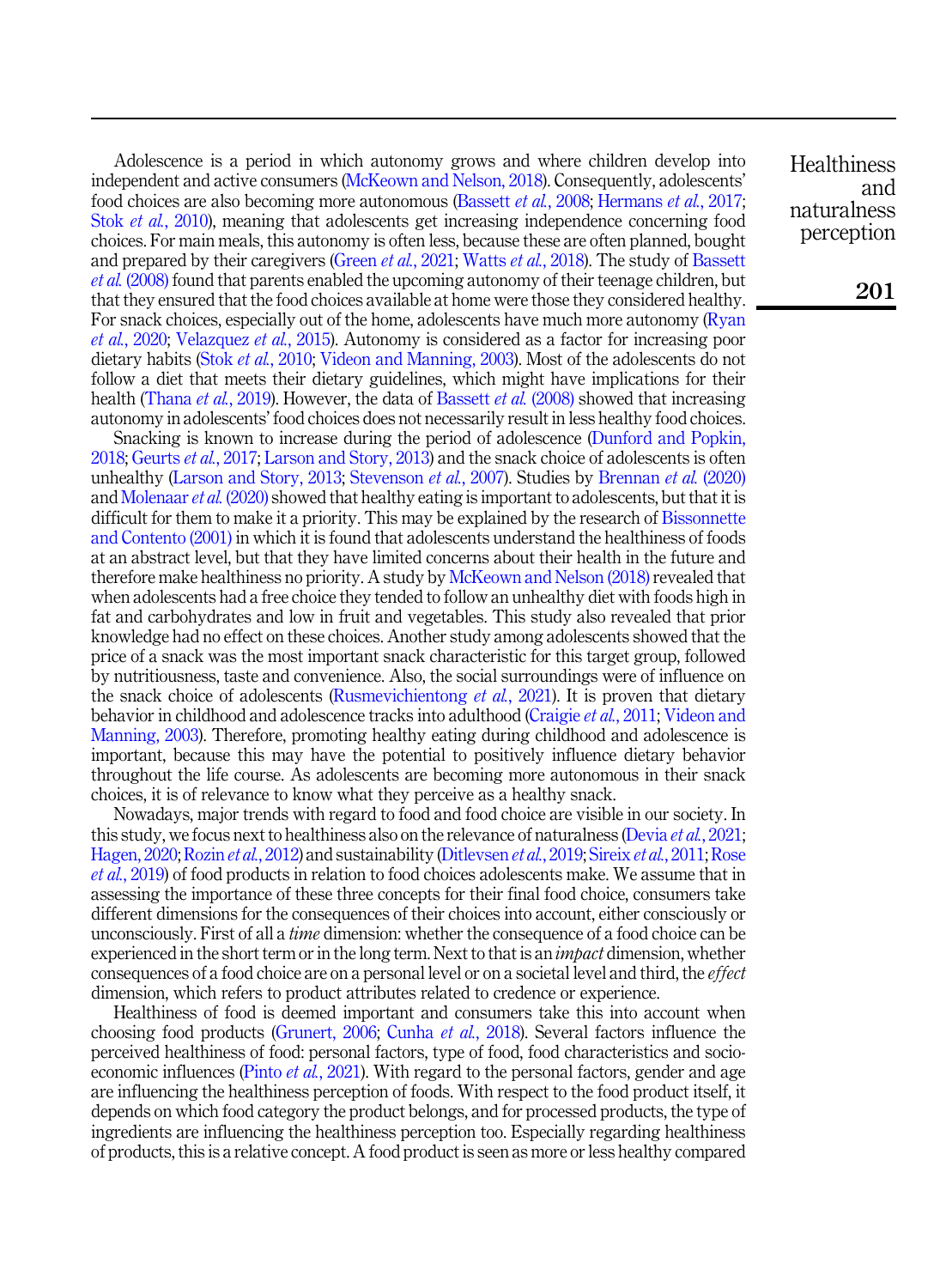Adolescence is a period in which autonomy grows and where children develop into independent and active consumers (McKeown and Nelson, 2018). Consequently, adolescents' food choices are also becoming more autonomous (Bassett *et al.*, 2008; Hermans *et al.*, 2017; Stok *et al.*, 2010), meaning that adolescents get increasing independence concerning food choices. For main meals, this autonomy is often less, because these are often planned, bought and prepared by their caregivers (Green *et al.*, 2021; Watts *et al.*, 2018). The study of Bassett *et al.* (2008) found that parents enabled the upcoming autonomy of their teenage children, but that they ensured that the food choices available at home were those they considered healthy. For snack choices, especially out of the home, adolescents have much more autonomy (Ryan *et al.*, 2020; Velazquez *et al.*, 2015). Autonomy is considered as a factor for increasing poor dietary habits (Stok *et al.*, 2010; Videon and Manning, 2003). Most of the adolescents do not follow a diet that meets their dietary guidelines, which might have implications for their health (Thana *et al.*, 2019). However, the data of Bassett *et al.* (2008) showed that increasing autonomy in adolescents' food choices does not necessarily result in less healthy food choices.

Snacking is known to increase during the period of adolescence (Dunford and Popkin, 2018; Geurts *et al.*, 2017; Larson and Story, 2013) and the snack choice of adolescents is often unhealthy (Larson and Story, 2013; Stevenson *et al.*, 2007). Studies by Brennan *et al.* (2020) and Molenaar *et al.* (2020) showed that healthy eating is important to adolescents, but that it is difficult for them to make it a priority. This may be explained by the research of Bissonnette and Contento (2001) in which it is found that adolescents understand the healthiness of foods at an abstract level, but that they have limited concerns about their health in the future and therefore make healthiness no priority. A study by McKeown and Nelson (2018) revealed that when adolescents had a free choice they tended to follow an unhealthy diet with foods high in fat and carbohydrates and low in fruit and vegetables. This study also revealed that prior knowledge had no effect on these choices. Another study among adolescents showed that the price of a snack was the most important snack characteristic for this target group, followed by nutritiousness, taste and convenience. Also, the social surroundings were of influence on the snack choice of adolescents (Rusmevichientong *et al.*, 2021). It is proven that dietary behavior in childhood and adolescence tracks into adulthood (Craigie *et al.*, 2011; Videon and Manning, 2003). Therefore, promoting healthy eating during childhood and adolescence is important, because this may have the potential to positively influence dietary behavior throughout the life course. As adolescents are becoming more autonomous in their snack choices, it is of relevance to know what they perceive as a healthy snack.

Nowadays, major trends with regard to food and food choice are visible in our society. In this study, we focus next to healthiness also on the relevance of naturalness (Devia *et al.*, 2021; Hagen, 2020; Rozin *et al.*, 2012) and sustainability (Ditlevsen *et al.*, 2019; Sireix *et al.*, 2011; Rose *et al.*, 2019) of food products in relation to food choices adolescents make. We assume that in assessing the importance of these three concepts for their final food choice, consumers take different dimensions for the consequences of their choices into account, either consciously or unconsciously. First of all a *time* dimension: whether the consequence of a food choice can be experienced in the short term or in the long term. Next to that is an *impact* dimension, whether consequences of a food choice are on a personal level or on a societal level and third, the *effect* dimension, which refers to product attributes related to credence or experience.

Healthiness of food is deemed important and consumers take this into account when choosing food products (Grunert, 2006; Cunha *et al.*, 2018). Several factors influence the perceived healthiness of food: personal factors, type of food, food characteristics and socio-economic influences (Pinto *et al.*, 2021). With regard to the personal factors, gender and age are influencing the healthiness perception of foods. With respect to the food product itself, it depends on which food category the product belongs, and for processed products, the type of ingredients are influencing the healthiness perception too. Especially regarding healthiness of products, this is a relative concept. A food product is seen as more or less healthy compared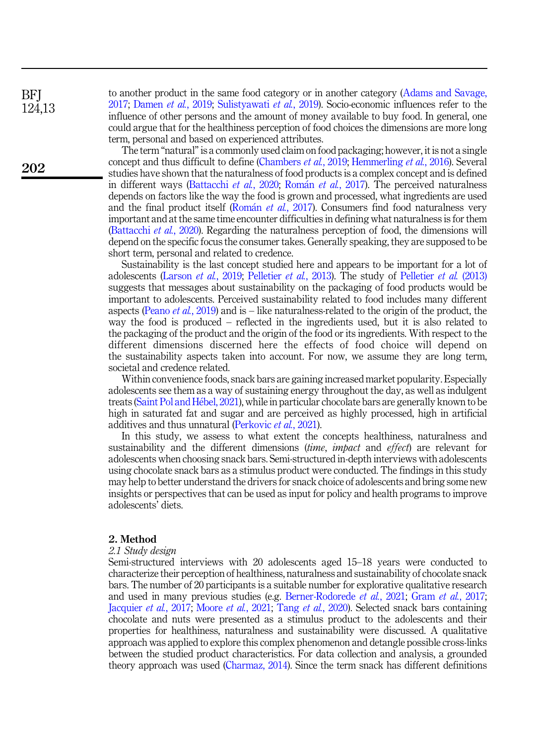to another product in the same food category or in another category (Adams and Savage, 2017; Damen *et al.*, 2019; Sulistyawati *et al.*, 2019). Socio-economic influences refer to the influence of other persons and the amount of money available to buy food. In general, one could argue that for the healthiness perception of food choices the dimensions are more long term, personal and based on experienced attributes.

The term "natural" is a commonly used claim on food packaging; however, it is not a single concept and thus difficult to define (Chambers *et al.*, 2019; Hemmerling *et al.*, 2016). Several studies have shown that the naturalness of food products is a complex concept and is defined in different ways (Battacchi *et al.*, 2020; Román *et al.*, 2017). The perceived naturalness depends on factors like the way the food is grown and processed, what ingredients are used and the final product itself (Román *et al.*, 2017). Consumers find food naturalness very important and at the same time encounter difficulties in defining what naturalness is for them (Battacchi *et al.*, 2020). Regarding the naturalness perception of food, the dimensions will depend on the specific focus the consumer takes. Generally speaking, they are supposed to be short term, personal and related to credence.

Sustainability is the last concept studied here and appears to be important for a lot of adolescents (Larson *et al.*, 2019; Pelletier *et al.*, 2013). The study of Pelletier *et al.* (2013) suggests that messages about sustainability on the packaging of food products would be important to adolescents. Perceived sustainability related to food includes many different aspects (Peano *et al.*, 2019) and is – like naturalness-related to the origin of the product, the way the food is produced – reflected in the ingredients used, but it is also related to the packaging of the product and the origin of the food or its ingredients. With respect to the different dimensions discerned here the effects of food choice will depend on the sustainability aspects taken into account. For now, we assume they are long term, societal and credence related.

Within convenience foods, snack bars are gaining increased market popularity. Especially adolescents see them as a way of sustaining energy throughout the day, as well as indulgent treats (Saint Pol and Hébel, 2021), while in particular chocolate bars are generally known to be high in saturated fat and sugar and are perceived as highly processed, high in artificial additives and thus unnatural (Perkovic *et al.*, 2021).

In this study, we assess to what extent the concepts healthiness, naturalness and sustainability and the different dimensions (*time*, *impact* and *effect*) are relevant for adolescents when choosing snack bars. Semi-structured in-depth interviews with adolescents using chocolate snack bars as a stimulus product were conducted. The findings in this study may help to better understand the drivers for snack choice of adolescents and bring some new insights or perspectives that can be used as input for policy and health programs to improve adolescents' diets.

## 2. Method

### 2.1 Study design

Semi-structured interviews with 20 adolescents aged 15–18 years were conducted to characterize their perception of healthiness, naturalness and sustainability of chocolate snack bars. The number of 20 participants is a suitable number for explorative qualitative research and used in many previous studies (e.g. Berner-Rodorede *et al.*, 2021; Gram *et al.*, 2017; Jacquier *et al.*, 2017; Moore *et al.*, 2021; Tang *et al.*, 2020). Selected snack bars containing chocolate and nuts were presented as a stimulus product to the adolescents and their properties for healthiness, naturalness and sustainability were discussed. A qualitative approach was applied to explore this complex phenomenon and detangle possible cross-links between the studied product characteristics. For data collection and analysis, a grounded theory approach was used (Charmaz, 2014). Since the term snack has different definitions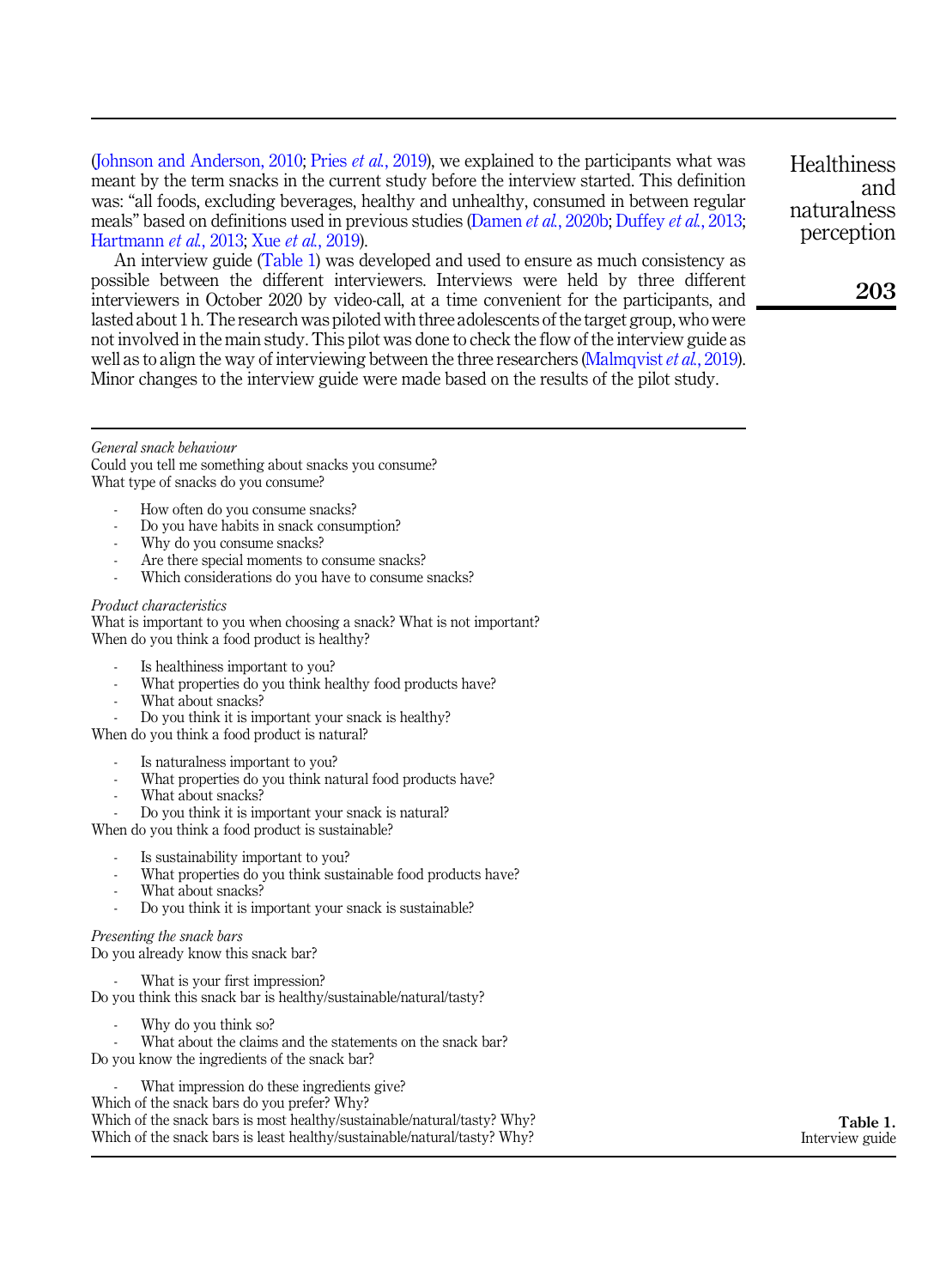(Johnson and Anderson, 2010; Pries *et al.*, 2019), we explained to the participants what was meant by the term snacks in the current study before the interview started. This definition was: "all foods, excluding beverages, healthy and unhealthy, consumed in between regular meals" based on definitions used in previous studies (Damen *et al.*, 2020b; Duffey *et al.*, 2013; Hartmann *et al.*, 2013; Xue *et al.*, 2019).

An interview guide (Table 1) was developed and used to ensure as much consistency as possible between the different interviewers. Interviews were held by three different interviewers in October 2020 by video-call, at a time convenient for the participants, and lasted about 1 h. The research was piloted with three adolescents of the target group, who were not involved in the main study. This pilot was done to check the flow of the interview guide as well as to align the way of interviewing between the three researchers (Malmqvist *et al.*, 2019). Minor changes to the interview guide were made based on the results of the pilot study.

*General snack behaviour*

Could you tell me something about snacks you consume?

What type of snacks do you consume?

- How often do you consume snacks?
- Do you have habits in snack consumption?
- Why do you consume snacks?
- Are there special moments to consume snacks?
- Which considerations do you have to consume snacks?

*Product characteristics*

What is important to you when choosing a snack? What is not important?

When do you think a food product is healthy?

- Is healthiness important to you?
- What properties do you think healthy food products have?
- What about snacks?
- Do you think it is important your snack is healthy?

When do you think a food product is natural?

- Is naturalness important to you?
- What properties do you think natural food products have?
- What about snacks?
- Do you think it is important your snack is natural?

When do you think a food product is sustainable?

- Is sustainability important to you?
- What properties do you think sustainable food products have?
- What about snacks?
- Do you think it is important your snack is sustainable?

*Presenting the snack bars*

Do you already know this snack bar?

- What is your first impression?

Do you think this snack bar is healthy/sustainable/natural/tasty?

- Why do you think so?
- What about the claims and the statements on the snack bar?

Do you know the ingredients of the snack bar?

- What impression do these ingredients give?

Which of the snack bars do you prefer? Why?

Which of the snack bars is most healthy/sustainable/natural/tasty? Why?

Which of the snack bars is least healthy/sustainable/natural/tasty? Why?

**Table 1.** Interview guide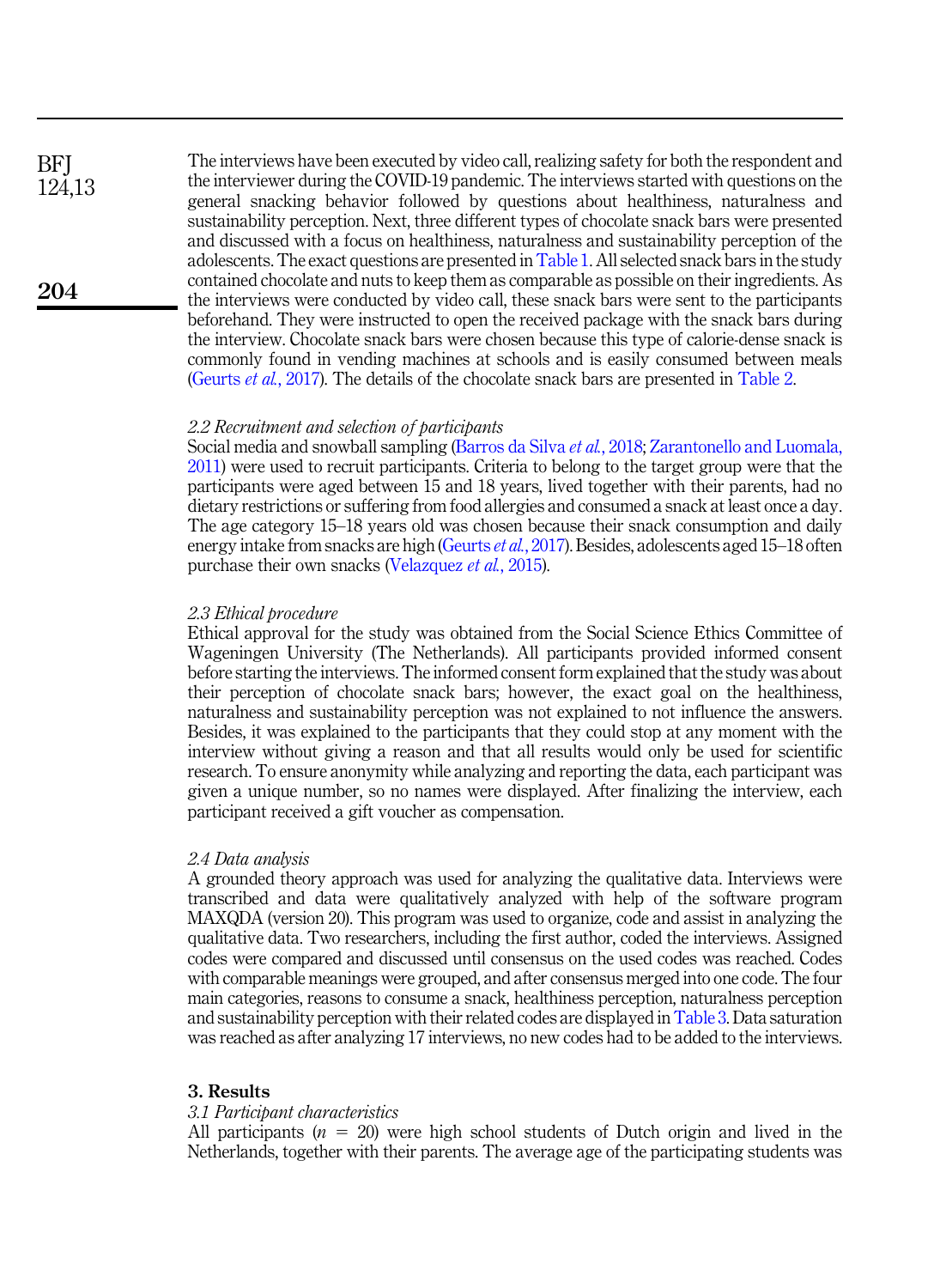The interviews have been executed by video call, realizing safety for both the respondent and the interviewer during the COVID-19 pandemic. The interviews started with questions on the general snacking behavior followed by questions about healthiness, naturalness and sustainability perception. Next, three different types of chocolate snack bars were presented and discussed with a focus on healthiness, naturalness and sustainability perception of the adolescents. The exact questions are presented in Table 1. All selected snack bars in the study contained chocolate and nuts to keep them as comparable as possible on their ingredients. As the interviews were conducted by video call, these snack bars were sent to the participants beforehand. They were instructed to open the received package with the snack bars during the interview. Chocolate snack bars were chosen because this type of calorie-dense snack is commonly found in vending machines at schools and is easily consumed between meals (Geurts *et al.*, 2017). The details of the chocolate snack bars are presented in Table 2.

### 2.2 Recruitment and selection of participants

Social media and snowball sampling (Barros da Silva *et al.*, 2018; Zarantonello and Luomala, 2011) were used to recruit participants. Criteria to belong to the target group were that the participants were aged between 15 and 18 years, lived together with their parents, had no dietary restrictions or suffering from food allergies and consumed a snack at least once a day. The age category 15–18 years old was chosen because their snack consumption and daily energy intake from snacks are high (Geurts *et al.*, 2017). Besides, adolescents aged 15–18 often purchase their own snacks (Velazquez *et al.*, 2015).

### 2.3 Ethical procedure

Ethical approval for the study was obtained from the Social Science Ethics Committee of Wageningen University (The Netherlands). All participants provided informed consent before starting the interviews. The informed consent form explained that the study was about their perception of chocolate snack bars; however, the exact goal on the healthiness, naturalness and sustainability perception was not explained to not influence the answers. Besides, it was explained to the participants that they could stop at any moment with the interview without giving a reason and that all results would only be used for scientific research. To ensure anonymity while analyzing and reporting the data, each participant was given a unique number, so no names were displayed. After finalizing the interview, each participant received a gift voucher as compensation.

### 2.4 Data analysis

A grounded theory approach was used for analyzing the qualitative data. Interviews were transcribed and data were qualitatively analyzed with help of the software program MAXQDA (version 20). This program was used to organize, code and assist in analyzing the qualitative data. Two researchers, including the first author, coded the interviews. Assigned codes were compared and discussed until consensus on the used codes was reached. Codes with comparable meanings were grouped, and after consensus merged into one code. The four main categories, reasons to consume a snack, healthiness perception, naturalness perception and sustainability perception with their related codes are displayed in Table 3. Data saturation was reached as after analyzing 17 interviews, no new codes had to be added to the interviews.

## 3. Results

### 3.1 Participant characteristics

All participants ($n = 20$) were high school students of Dutch origin and lived in the Netherlands, together with their parents. The average age of the participating students was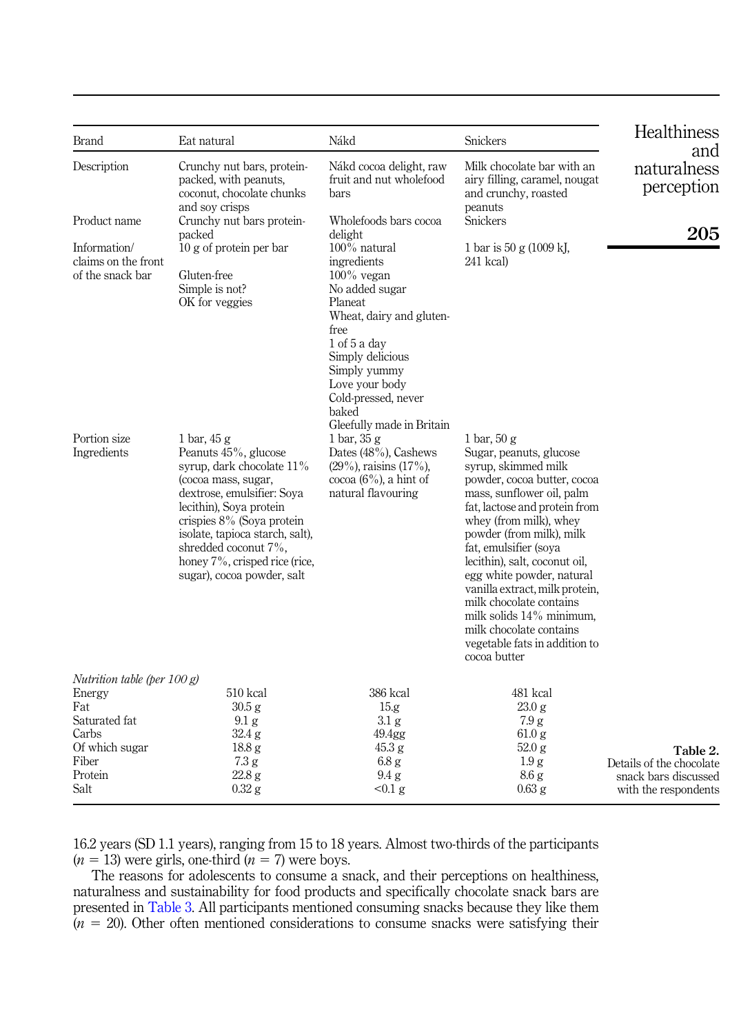| Brand | Eat natural | Nákd | Snickers |
|---|---|---|---|
| Description | Crunchy nut bars, protein-packed, with peanuts, coconut, chocolate chunks and soy crisps | Nákd cocoa delight, raw fruit and nut wholefood bars | Milk chocolate bar with an airy filling, caramel, nougat and crunchy, roasted peanuts |
| Product name | Crunchy nut bars protein-packed | Wholefoods bars cocoa delight | Snickers |
| Information/ claims on the front of the snack bar | 10 g of protein per bar<br>Gluten-free<br>Simple is not?<br>OK for veggies | 100% natural ingredients<br>100% vegan<br>No added sugar<br>Planeat<br>Wheat, dairy and gluten-free<br>1 of 5 a day<br>Simply delicious<br>Simply yummy<br>Love your body<br>Cold-pressed, never baked<br>Gleefully made in Britain | 1 bar is 50 g (1009 kJ, 241 kcal) |
| Portion size | 1 bar, 45 g | 1 bar, 35 g | 1 bar, 50 g |
| Ingredients | Peanuts 45%, glucose syrup, dark chocolate 11% (cocoa mass, sugar, dextrose, emulsifier: Soya lecithin), Soya protein crispies 8% (Soya protein isolate, tapioca starch, salt), shredded coconut 7%, honey 7%, crisped rice (rice, sugar), cocoa powder, salt | Dates (48%), Cashews (29%), raisins (17%), cocoa (6%), a hint of natural flavouring | Sugar, peanuts, glucose syrup, skimmed milk powder, cocoa butter, cocoa mass, sunflower oil, palm fat, lactose and protein from whey (from milk), whey powder (from milk), milk fat, emulsifier (soya lecithin), salt, coconut oil, egg white powder, natural vanilla extract, milk protein, milk chocolate contains milk solids 14% minimum, milk chocolate contains vegetable fats in addition to cocoa butter |
| *Nutrition table (per 100 g)* | | | |
| Energy | 510 kcal | 386 kcal | 481 kcal |
| Fat | 30.5 g | 15.g | 23.0 g |
| Saturated fat | 9.1 g | 3.1 g | 7.9 g |
| Carbs | 32.4 g | 49.4gg | 61.0 g |
| Of which sugar | 18.8 g | 45.3 g | 52.0 g |
| Fiber | 7.3 g | 6.8 g | 1.9 g |
| Protein | 22.8 g | 9.4 g | 8.6 g |
| Salt | 0.32 g | <0.1 g | 0.63 g |

**Table 2.** Details of the chocolate snack bars discussed with the respondents

16.2 years (SD 1.1 years), ranging from 15 to 18 years. Almost two-thirds of the participants ($n$ = 13) were girls, one-third ($n$ = 7) were boys.

The reasons for adolescents to consume a snack, and their perceptions on healthiness, naturalness and sustainability for food products and specifically chocolate snack bars are presented in Table 3. All participants mentioned consuming snacks because they like them ($n$ = 20). Other often mentioned considerations to consume snacks were satisfying their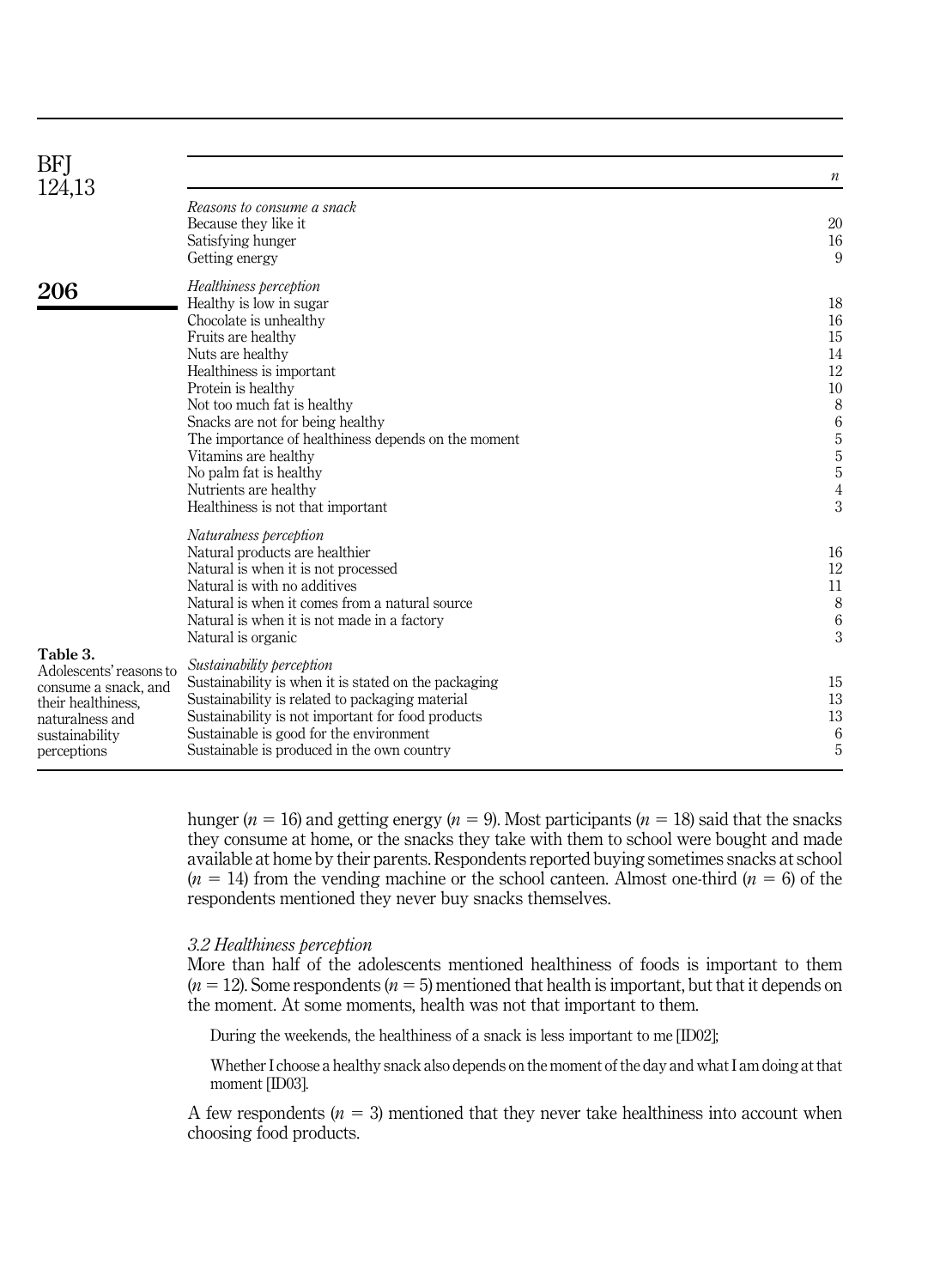Table 3. Adolescents' reasons to consume a snack, and their healthiness, naturalness and sustainability perceptions

| | *n* |
|---|---|
| *Reasons to consume a snack* | |
| Because they like it | 20 |
| Satisfying hunger | 16 |
| Getting energy | 9 |
| *Healthiness perception* | |
| Healthy is low in sugar | 18 |
| Chocolate is unhealthy | 16 |
| Fruits are healthy | 15 |
| Nuts are healthy | 14 |
| Healthiness is important | 12 |
| Protein is healthy | 10 |
| Not too much fat is healthy | 8 |
| Snacks are not for being healthy | 6 |
| The importance of healthiness depends on the moment | 5 |
| Vitamins are healthy | 5 |
| No palm fat is healthy | 5 |
| Nutrients are healthy | 4 |
| Healthiness is not that important | 3 |
| *Naturalness perception* | |
| Natural products are healthier | 16 |
| Natural is when it is not processed | 12 |
| Natural is with no additives | 11 |
| Natural is when it comes from a natural source | 8 |
| Natural is when it is not made in a factory | 6 |
| Natural is organic | 3 |
| *Sustainability perception* | |
| Sustainability is when it is stated on the packaging | 15 |
| Sustainability is related to packaging material | 13 |
| Sustainability is not important for food products | 13 |
| Sustainable is good for the environment | 6 |
| Sustainable is produced in the own country | 5 |

hunger ($n = 16$) and getting energy ($n = 9$). Most participants ($n = 18$) said that the snacks they consume at home, or the snacks they take with them to school were bought and made available at home by their parents. Respondents reported buying sometimes snacks at school ($n = 14$) from the vending machine or the school canteen. Almost one-third ($n = 6$) of the respondents mentioned they never buy snacks themselves.

### *3.2 Healthiness perception*

More than half of the adolescents mentioned healthiness of foods is important to them ($n = 12$). Some respondents ($n = 5$) mentioned that health is important, but that it depends on the moment. At some moments, health was not that important to them.

> During the weekends, the healthiness of a snack is less important to me [ID02];
>
> Whether I choose a healthy snack also depends on the moment of the day and what I am doing at that moment [ID03].

A few respondents ($n = 3$) mentioned that they never take healthiness into account when choosing food products.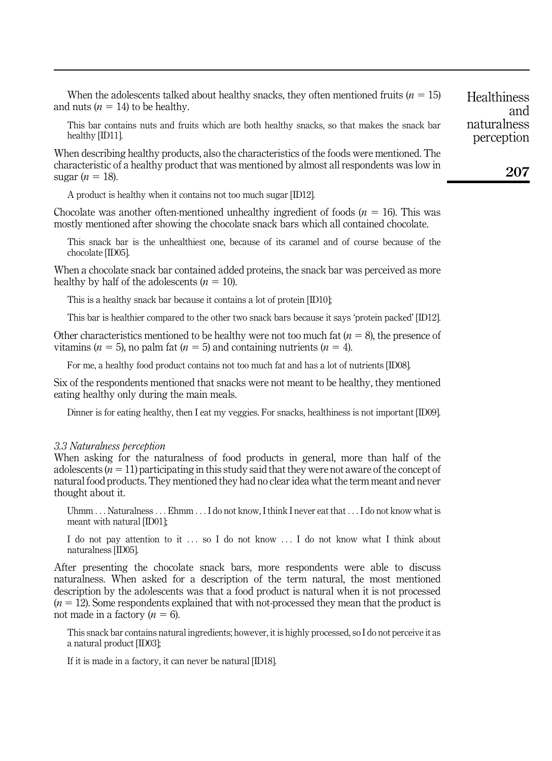When the adolescents talked about healthy snacks, they often mentioned fruits ($n = 15$) and nuts ($n = 14$) to be healthy.

> This bar contains nuts and fruits which are both healthy snacks, so that makes the snack bar healthy [ID11].

When describing healthy products, also the characteristics of the foods were mentioned. The characteristic of a healthy product that was mentioned by almost all respondents was low in sugar ($n = 18$).

> A product is healthy when it contains not too much sugar [ID12].

Chocolate was another often-mentioned unhealthy ingredient of foods ($n = 16$). This was mostly mentioned after showing the chocolate snack bars which all contained chocolate.

> This snack bar is the unhealthiest one, because of its caramel and of course because of the chocolate [ID05].

When a chocolate snack bar contained added proteins, the snack bar was perceived as more healthy by half of the adolescents ($n = 10$).

> This is a healthy snack bar because it contains a lot of protein [ID10];
>
> This bar is healthier compared to the other two snack bars because it says 'protein packed' [ID12].

Other characteristics mentioned to be healthy were not too much fat ($n = 8$), the presence of vitamins ($n = 5$), no palm fat ($n = 5$) and containing nutrients ($n = 4$).

> For me, a healthy food product contains not too much fat and has a lot of nutrients [ID08].

Six of the respondents mentioned that snacks were not meant to be healthy, they mentioned eating healthy only during the main meals.

> Dinner is for eating healthy, then I eat my veggies. For snacks, healthiness is not important [ID09].

### *3.3 Naturalness perception*

When asking for the naturalness of food products in general, more than half of the adolescents ($n = 11$) participating in this study said that they were not aware of the concept of natural food products. They mentioned they had no clear idea what the term meant and never thought about it.

> Uhmm . . . Naturalness . . . Ehmm . . . I do not know, I think I never eat that . . . I do not know what is meant with natural [ID01];
>
> I do not pay attention to it . . . so I do not know . . . I do not know what I think about naturalness [ID05].

After presenting the chocolate snack bars, more respondents were able to discuss naturalness. When asked for a description of the term natural, the most mentioned description by the adolescents was that a food product is natural when it is not processed ($n = 12$). Some respondents explained that with not-processed they mean that the product is not made in a factory ($n = 6$).

> This snack bar contains natural ingredients; however, it is highly processed, so I do not perceive it as a natural product [ID03];
>
> If it is made in a factory, it can never be natural [ID18].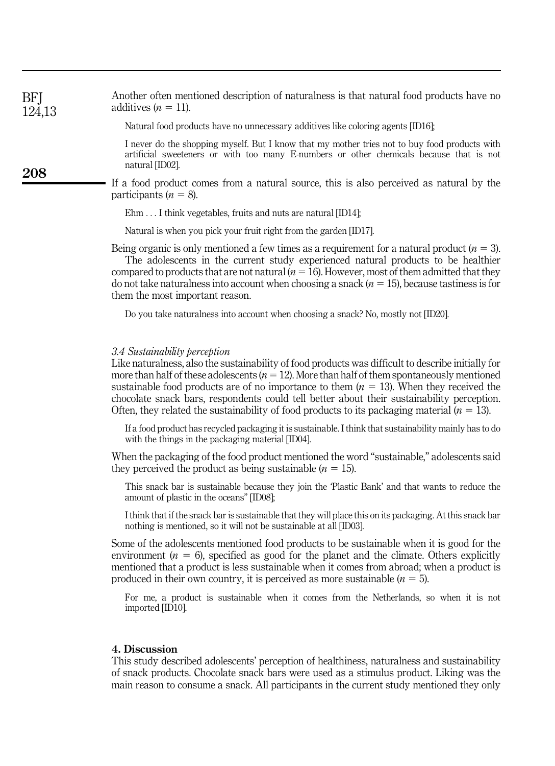Another often mentioned description of naturalness is that natural food products have no additives ($n = 11$).

> Natural food products have no unnecessary additives like coloring agents [ID16];
>
> I never do the shopping myself. But I know that my mother tries not to buy food products with artificial sweeteners or with too many E-numbers or other chemicals because that is not natural [ID02].

If a food product comes from a natural source, this is also perceived as natural by the participants ($n = 8$).

> Ehm . . . I think vegetables, fruits and nuts are natural [ID14];
>
> Natural is when you pick your fruit right from the garden [ID17].

Being organic is only mentioned a few times as a requirement for a natural product ($n = 3$).

The adolescents in the current study experienced natural products to be healthier compared to products that are not natural ($n = 16$). However, most of them admitted that they do not take naturalness into account when choosing a snack ($n = 15$), because tastiness is for them the most important reason.

> Do you take naturalness into account when choosing a snack? No, mostly not [ID20].

### *3.4 Sustainability perception*

Like naturalness, also the sustainability of food products was difficult to describe initially for more than half of these adolescents ($n = 12$). More than half of them spontaneously mentioned sustainable food products are of no importance to them ($n = 13$). When they received the chocolate snack bars, respondents could tell better about their sustainability perception. Often, they related the sustainability of food products to its packaging material ($n = 13$).

> If a food product has recycled packaging it is sustainable. I think that sustainability mainly has to do with the things in the packaging material [ID04].

When the packaging of the food product mentioned the word "sustainable," adolescents said they perceived the product as being sustainable ($n = 15$).

> This snack bar is sustainable because they join the 'Plastic Bank' and that wants to reduce the amount of plastic in the oceans" [ID08];
>
> I think that if the snack bar is sustainable that they will place this on its packaging. At this snack bar nothing is mentioned, so it will not be sustainable at all [ID03].

Some of the adolescents mentioned food products to be sustainable when it is good for the environment ($n = 6$), specified as good for the planet and the climate. Others explicitly mentioned that a product is less sustainable when it comes from abroad; when a product is produced in their own country, it is perceived as more sustainable ($n = 5$).

> For me, a product is sustainable when it comes from the Netherlands, so when it is not imported [ID10].

## 4. Discussion

This study described adolescents' perception of healthiness, naturalness and sustainability of snack products. Chocolate snack bars were used as a stimulus product. Liking was the main reason to consume a snack. All participants in the current study mentioned they only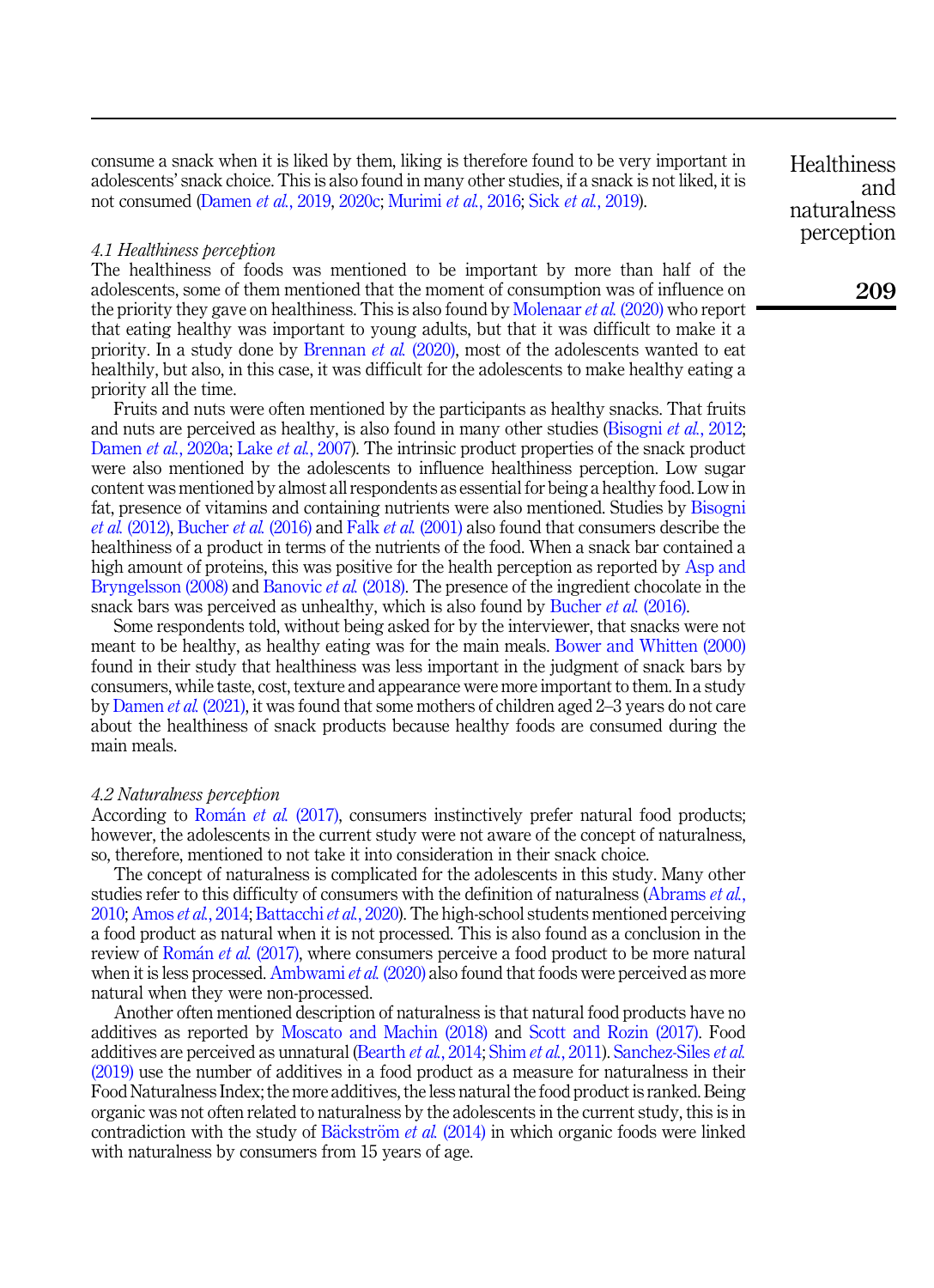consume a snack when it is liked by them, liking is therefore found to be very important in adolescents' snack choice. This is also found in many other studies, if a snack is not liked, it is not consumed (Damen *et al.*, 2019, 2020c; Murimi *et al.*, 2016; Sick *et al.*, 2019).

### 4.1 Healthiness perception

The healthiness of foods was mentioned to be important by more than half of the adolescents, some of them mentioned that the moment of consumption was of influence on the priority they gave on healthiness. This is also found by Molenaar *et al.* (2020) who report that eating healthy was important to young adults, but that it was difficult to make it a priority. In a study done by Brennan *et al.* (2020), most of the adolescents wanted to eat healthily, but also, in this case, it was difficult for the adolescents to make healthy eating a priority all the time.

Fruits and nuts were often mentioned by the participants as healthy snacks. That fruits and nuts are perceived as healthy, is also found in many other studies (Bisogni *et al.*, 2012; Damen *et al.*, 2020a; Lake *et al.*, 2007). The intrinsic product properties of the snack product were also mentioned by the adolescents to influence healthiness perception. Low sugar content was mentioned by almost all respondents as essential for being a healthy food. Low in fat, presence of vitamins and containing nutrients were also mentioned. Studies by Bisogni *et al.* (2012), Bucher *et al.* (2016) and Falk *et al.* (2001) also found that consumers describe the healthiness of a product in terms of the nutrients of the food. When a snack bar contained a high amount of proteins, this was positive for the health perception as reported by Asp and Bryngelsson (2008) and Banovic *et al.* (2018). The presence of the ingredient chocolate in the snack bars was perceived as unhealthy, which is also found by Bucher *et al.* (2016).

Some respondents told, without being asked for by the interviewer, that snacks were not meant to be healthy, as healthy eating was for the main meals. Bower and Whitten (2000) found in their study that healthiness was less important in the judgment of snack bars by consumers, while taste, cost, texture and appearance were more important to them. In a study by Damen *et al.* (2021), it was found that some mothers of children aged 2–3 years do not care about the healthiness of snack products because healthy foods are consumed during the main meals.

### 4.2 Naturalness perception

According to Román *et al.* (2017), consumers instinctively prefer natural food products; however, the adolescents in the current study were not aware of the concept of naturalness, so, therefore, mentioned to not take it into consideration in their snack choice.

The concept of naturalness is complicated for the adolescents in this study. Many other studies refer to this difficulty of consumers with the definition of naturalness (Abrams *et al.*, 2010; Amos *et al.*, 2014; Battacchi *et al.*, 2020). The high-school students mentioned perceiving a food product as natural when it is not processed. This is also found as a conclusion in the review of Román *et al.* (2017), where consumers perceive a food product to be more natural when it is less processed. Ambwami *et al.* (2020) also found that foods were perceived as more natural when they were non-processed.

Another often mentioned description of naturalness is that natural food products have no additives as reported by Moscato and Machin (2018) and Scott and Rozin (2017). Food additives are perceived as unnatural (Bearth *et al.*, 2014; Shim *et al.*, 2011). Sanchez-Siles *et al.* (2019) use the number of additives in a food product as a measure for naturalness in their Food Naturalness Index; the more additives, the less natural the food product is ranked. Being organic was not often related to naturalness by the adolescents in the current study, this is in contradiction with the study of Bäckström *et al.* (2014) in which organic foods were linked with naturalness by consumers from 15 years of age.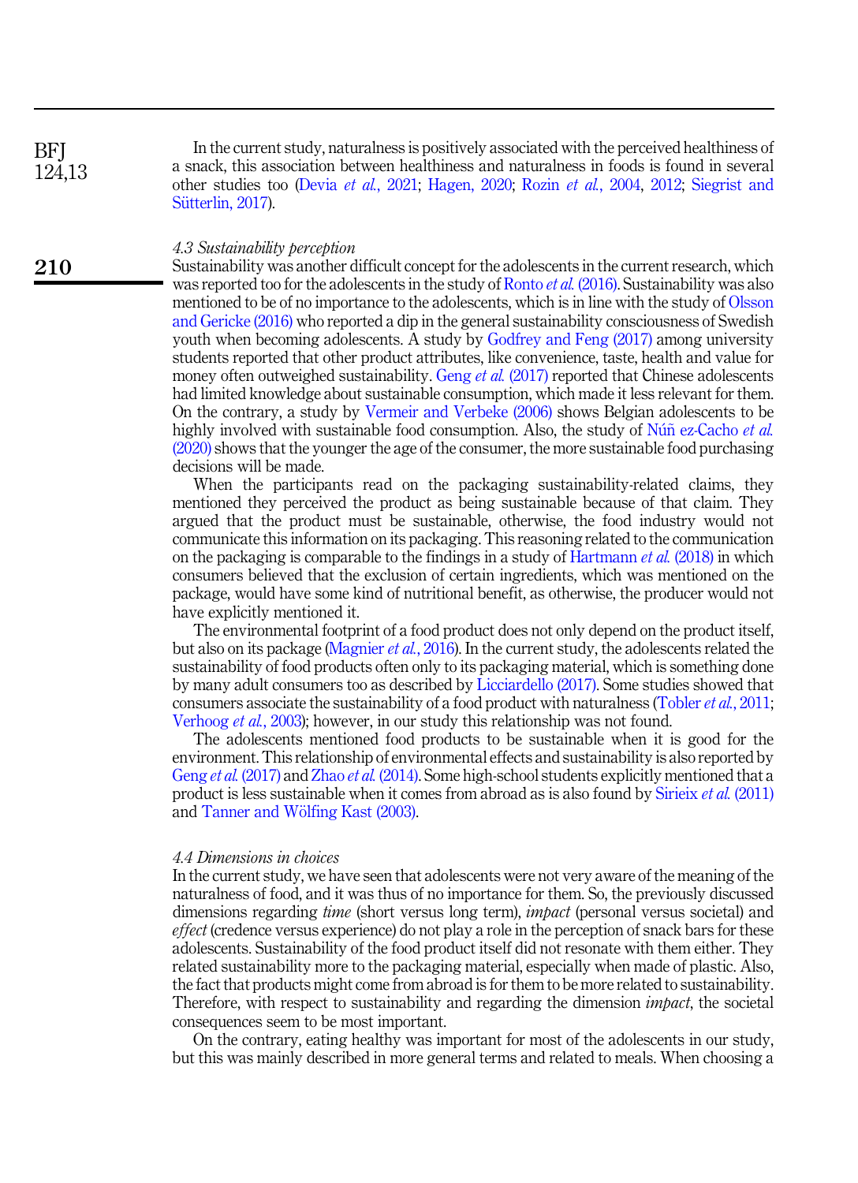In the current study, naturalness is positively associated with the perceived healthiness of a snack, this association between healthiness and naturalness in foods is found in several other studies too (Devia *et al.*, 2021; Hagen, 2020; Rozin *et al.*, 2004, 2012; Siegrist and Sütterlin, 2017).

### 4.3 Sustainability perception

Sustainability was another difficult concept for the adolescents in the current research, which was reported too for the adolescents in the study of Ronto *et al.* (2016). Sustainability was also mentioned to be of no importance to the adolescents, which is in line with the study of Olsson and Gericke (2016) who reported a dip in the general sustainability consciousness of Swedish youth when becoming adolescents. A study by Godfrey and Feng (2017) among university students reported that other product attributes, like convenience, taste, health and value for money often outweighed sustainability. Geng *et al.* (2017) reported that Chinese adolescents had limited knowledge about sustainable consumption, which made it less relevant for them. On the contrary, a study by Vermeir and Verbeke (2006) shows Belgian adolescents to be highly involved with sustainable food consumption. Also, the study of Núñ ez-Cacho *et al.* (2020) shows that the younger the age of the consumer, the more sustainable food purchasing decisions will be made.

When the participants read on the packaging sustainability-related claims, they mentioned they perceived the product as being sustainable because of that claim. They argued that the product must be sustainable, otherwise, the food industry would not communicate this information on its packaging. This reasoning related to the communication on the packaging is comparable to the findings in a study of Hartmann *et al.* (2018) in which consumers believed that the exclusion of certain ingredients, which was mentioned on the package, would have some kind of nutritional benefit, as otherwise, the producer would not have explicitly mentioned it.

The environmental footprint of a food product does not only depend on the product itself, but also on its package (Magnier *et al.*, 2016). In the current study, the adolescents related the sustainability of food products often only to its packaging material, which is something done by many adult consumers too as described by Licciardello (2017). Some studies showed that consumers associate the sustainability of a food product with naturalness (Tobler *et al.*, 2011; Verhoog *et al.*, 2003); however, in our study this relationship was not found.

The adolescents mentioned food products to be sustainable when it is good for the environment. This relationship of environmental effects and sustainability is also reported by Geng *et al.* (2017) and Zhao *et al.* (2014). Some high-school students explicitly mentioned that a product is less sustainable when it comes from abroad as is also found by Sirieix *et al.* (2011) and Tanner and Wölfing Kast (2003).

### 4.4 Dimensions in choices

In the current study, we have seen that adolescents were not very aware of the meaning of the naturalness of food, and it was thus of no importance for them. So, the previously discussed dimensions regarding *time* (short versus long term), *impact* (personal versus societal) and *effect* (credence versus experience) do not play a role in the perception of snack bars for these adolescents. Sustainability of the food product itself did not resonate with them either. They related sustainability more to the packaging material, especially when made of plastic. Also, the fact that products might come from abroad is for them to be more related to sustainability. Therefore, with respect to sustainability and regarding the dimension *impact*, the societal consequences seem to be most important.

On the contrary, eating healthy was important for most of the adolescents in our study, but this was mainly described in more general terms and related to meals. When choosing a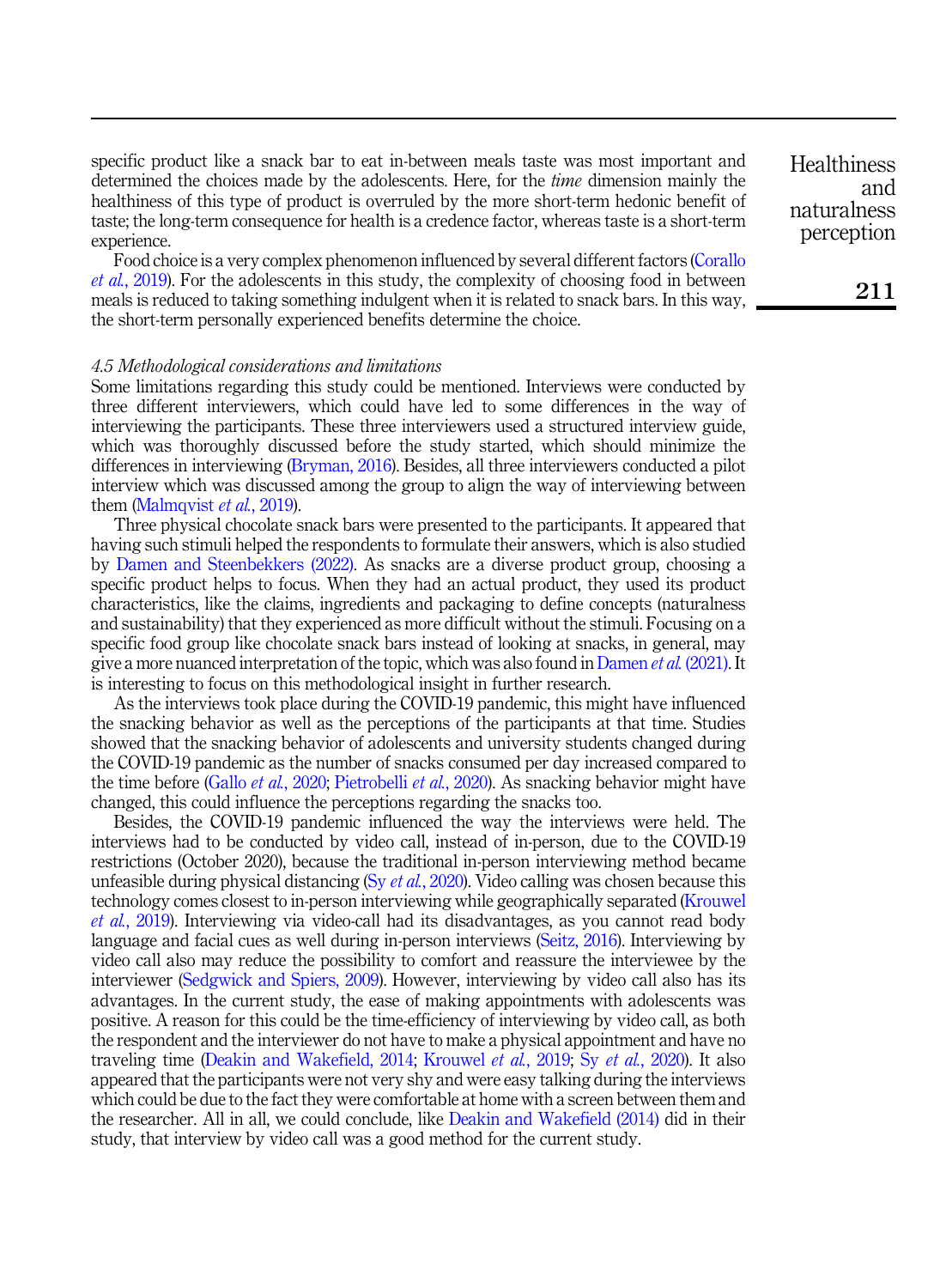specific product like a snack bar to eat in-between meals taste was most important and determined the choices made by the adolescents. Here, for the *time* dimension mainly the healthiness of this type of product is overruled by the more short-term hedonic benefit of taste; the long-term consequence for health is a credence factor, whereas taste is a short-term experience.

Food choice is a very complex phenomenon influenced by several different factors (Corallo *et al.*, 2019). For the adolescents in this study, the complexity of choosing food in between meals is reduced to taking something indulgent when it is related to snack bars. In this way, the short-term personally experienced benefits determine the choice.

### *4.5 Methodological considerations and limitations*

Some limitations regarding this study could be mentioned. Interviews were conducted by three different interviewers, which could have led to some differences in the way of interviewing the participants. These three interviewers used a structured interview guide, which was thoroughly discussed before the study started, which should minimize the differences in interviewing (Bryman, 2016). Besides, all three interviewers conducted a pilot interview which was discussed among the group to align the way of interviewing between them (Malmqvist *et al.*, 2019).

Three physical chocolate snack bars were presented to the participants. It appeared that having such stimuli helped the respondents to formulate their answers, which is also studied by Damen and Steenbekkers (2022). As snacks are a diverse product group, choosing a specific product helps to focus. When they had an actual product, they used its product characteristics, like the claims, ingredients and packaging to define concepts (naturalness and sustainability) that they experienced as more difficult without the stimuli. Focusing on a specific food group like chocolate snack bars instead of looking at snacks, in general, may give a more nuanced interpretation of the topic, which was also found in Damen *et al.* (2021). It is interesting to focus on this methodological insight in further research.

As the interviews took place during the COVID-19 pandemic, this might have influenced the snacking behavior as well as the perceptions of the participants at that time. Studies showed that the snacking behavior of adolescents and university students changed during the COVID-19 pandemic as the number of snacks consumed per day increased compared to the time before (Gallo *et al.*, 2020; Pietrobelli *et al.*, 2020). As snacking behavior might have changed, this could influence the perceptions regarding the snacks too.

Besides, the COVID-19 pandemic influenced the way the interviews were held. The interviews had to be conducted by video call, instead of in-person, due to the COVID-19 restrictions (October 2020), because the traditional in-person interviewing method became unfeasible during physical distancing (Sy *et al.*, 2020). Video calling was chosen because this technology comes closest to in-person interviewing while geographically separated (Krouwel *et al.*, 2019). Interviewing via video-call had its disadvantages, as you cannot read body language and facial cues as well during in-person interviews (Seitz, 2016). Interviewing by video call also may reduce the possibility to comfort and reassure the interviewee by the interviewer (Sedgwick and Spiers, 2009). However, interviewing by video call also has its advantages. In the current study, the ease of making appointments with adolescents was positive. A reason for this could be the time-efficiency of interviewing by video call, as both the respondent and the interviewer do not have to make a physical appointment and have no traveling time (Deakin and Wakefield, 2014; Krouwel *et al.*, 2019; Sy *et al.*, 2020). It also appeared that the participants were not very shy and were easy talking during the interviews which could be due to the fact they were comfortable at home with a screen between them and the researcher. All in all, we could conclude, like Deakin and Wakefield (2014) did in their study, that interview by video call was a good method for the current study.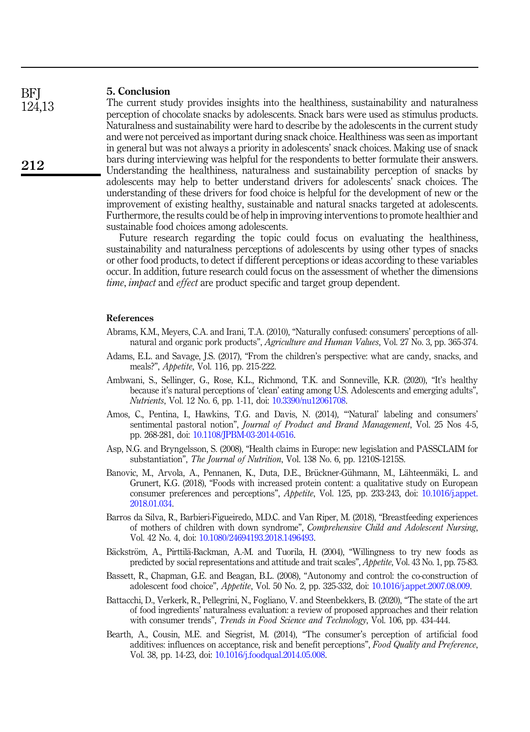## 5. Conclusion

The current study provides insights into the healthiness, sustainability and naturalness perception of chocolate snacks by adolescents. Snack bars were used as stimulus products. Naturalness and sustainability were hard to describe by the adolescents in the current study and were not perceived as important during snack choice. Healthiness was seen as important in general but was not always a priority in adolescents' snack choices. Making use of snack bars during interviewing was helpful for the respondents to better formulate their answers. Understanding the healthiness, naturalness and sustainability perception of snacks by adolescents may help to better understand drivers for adolescents' snack choices. The understanding of these drivers for food choice is helpful for the development of new or the improvement of existing healthy, sustainable and natural snacks targeted at adolescents. Furthermore, the results could be of help in improving interventions to promote healthier and sustainable food choices among adolescents.

Future research regarding the topic could focus on evaluating the healthiness, sustainability and naturalness perceptions of adolescents by using other types of snacks or other food products, to detect if different perceptions or ideas according to these variables occur. In addition, future research could focus on the assessment of whether the dimensions *time*, *impact* and *effect* are product specific and target group dependent.

## References

Abrams, K.M., Meyers, C.A. and Irani, T.A. (2010), "Naturally confused: consumers' perceptions of all-natural and organic pork products", *Agriculture and Human Values*, Vol. 27 No. 3, pp. 365-374.

Adams, E.L. and Savage, J.S. (2017), "From the children's perspective: what are candy, snacks, and meals?", *Appetite*, Vol. 116, pp. 215-222.

Ambwani, S., Sellinger, G., Rose, K.L., Richmond, T.K. and Sonneville, K.R. (2020), "It's healthy because it's natural perceptions of 'clean' eating among U.S. Adolescents and emerging adults", *Nutrients*, Vol. 12 No. 6, pp. 1-11, doi: 10.3390/nu12061708.

Amos, C., Pentina, I., Hawkins, T.G. and Davis, N. (2014), "'Natural' labeling and consumers' sentimental pastoral notion", *Journal of Product and Brand Management*, Vol. 25 Nos 4-5, pp. 268-281, doi: 10.1108/JPBM-03-2014-0516.

Asp, N.G. and Bryngelsson, S. (2008), "Health claims in Europe: new legislation and PASSCLAIM for substantiation", *The Journal of Nutrition*, Vol. 138 No. 6, pp. 1210S-1215S.

Banovic, M., Arvola, A., Pennanen, K., Duta, D.E., Brückner-Gühmann, M., Lähteenmäki, L. and Grunert, K.G. (2018), "Foods with increased protein content: a qualitative study on European consumer preferences and perceptions", *Appetite*, Vol. 125, pp. 233-243, doi: 10.1016/j.appet.2018.01.034.

Barros da Silva, R., Barbieri-Figueiredo, M.D.C. and Van Riper, M. (2018), "Breastfeeding experiences of mothers of children with down syndrome", *Comprehensive Child and Adolescent Nursing*, Vol. 42 No. 4, doi: 10.1080/24694193.2018.1496493.

Bäckström, A., Pirttilä-Backman, A.-M. and Tuorila, H. (2004), "Willingness to try new foods as predicted by social representations and attitude and trait scales", *Appetite*, Vol. 43 No. 1, pp. 75-83.

Bassett, R., Chapman, G.E. and Beagan, B.L. (2008), "Autonomy and control: the co-construction of adolescent food choice", *Appetite*, Vol. 50 No. 2, pp. 325-332, doi: 10.1016/j.appet.2007.08.009.

Battacchi, D., Verkerk, R., Pellegrini, N., Fogliano, V. and Steenbekkers, B. (2020), "The state of the art of food ingredients' naturalness evaluation: a review of proposed approaches and their relation with consumer trends", *Trends in Food Science and Technology*, Vol. 106, pp. 434-444.

Bearth, A., Cousin, M.E. and Siegrist, M. (2014), "The consumer's perception of artificial food additives: influences on acceptance, risk and benefit perceptions", *Food Quality and Preference*, Vol. 38, pp. 14-23, doi: 10.1016/j.foodqual.2014.05.008.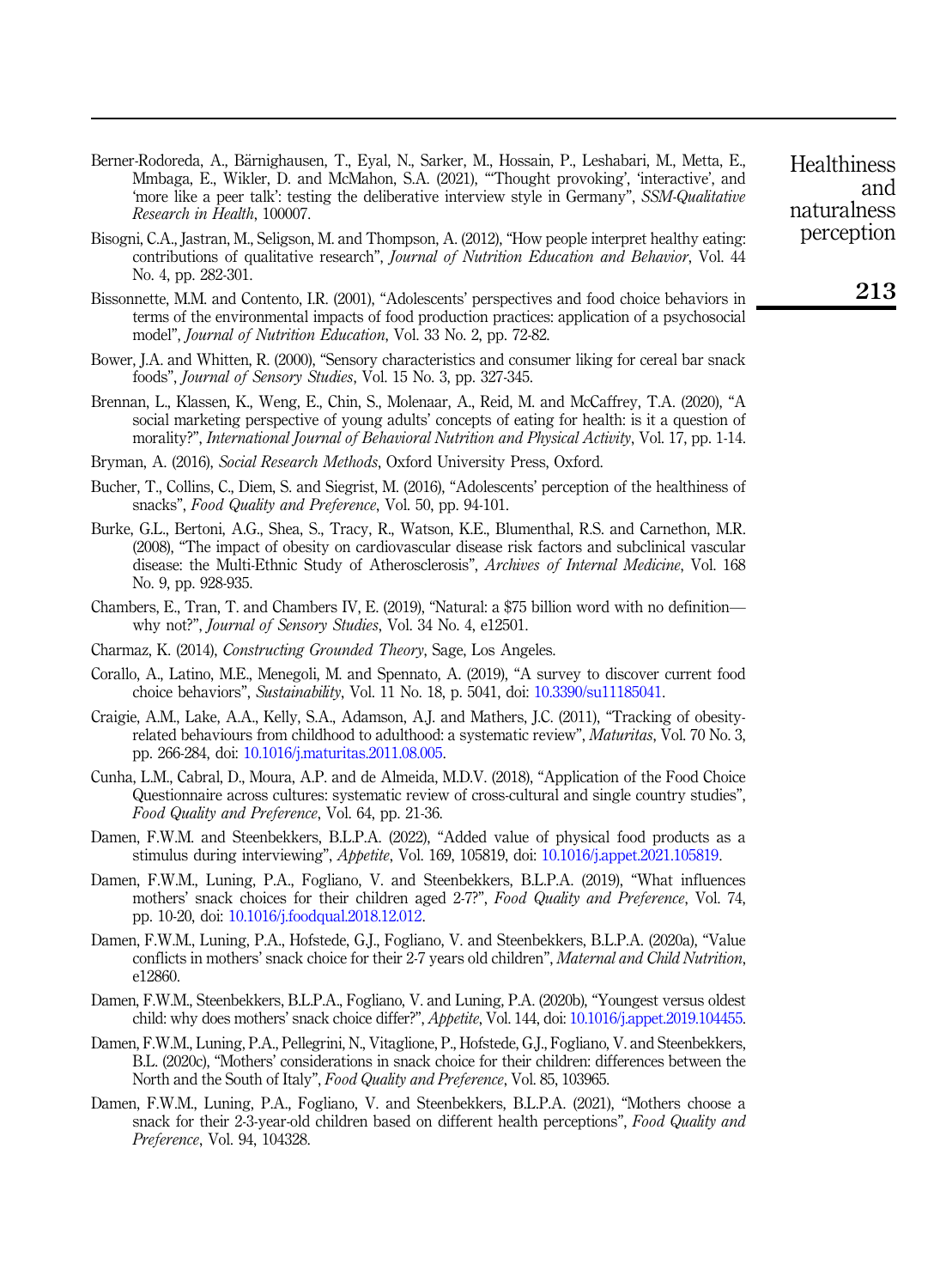Berner-Rodoreda, A., Bärnighausen, T., Eyal, N., Sarker, M., Hossain, P., Leshabari, M., Metta, E., Mmbaga, E., Wikler, D. and McMahon, S.A. (2021), "'Thought provoking', 'interactive', and 'more like a peer talk': testing the deliberative interview style in Germany", *SSM-Qualitative Research in Health*, 100007.

Bisogni, C.A., Jastran, M., Seligson, M. and Thompson, A. (2012), "How people interpret healthy eating: contributions of qualitative research", *Journal of Nutrition Education and Behavior*, Vol. 44 No. 4, pp. 282-301.

Bissonnette, M.M. and Contento, I.R. (2001), "Adolescents' perspectives and food choice behaviors in terms of the environmental impacts of food production practices: application of a psychosocial model", *Journal of Nutrition Education*, Vol. 33 No. 2, pp. 72-82.

Bower, J.A. and Whitten, R. (2000), "Sensory characteristics and consumer liking for cereal bar snack foods", *Journal of Sensory Studies*, Vol. 15 No. 3, pp. 327-345.

Brennan, L., Klassen, K., Weng, E., Chin, S., Molenaar, A., Reid, M. and McCaffrey, T.A. (2020), "A social marketing perspective of young adults' concepts of eating for health: is it a question of morality?", *International Journal of Behavioral Nutrition and Physical Activity*, Vol. 17, pp. 1-14.

Bryman, A. (2016), *Social Research Methods*, Oxford University Press, Oxford.

Bucher, T., Collins, C., Diem, S. and Siegrist, M. (2016), "Adolescents' perception of the healthiness of snacks", *Food Quality and Preference*, Vol. 50, pp. 94-101.

Burke, G.L., Bertoni, A.G., Shea, S., Tracy, R., Watson, K.E., Blumenthal, R.S. and Carnethon, M.R. (2008), "The impact of obesity on cardiovascular disease risk factors and subclinical vascular disease: the Multi-Ethnic Study of Atherosclerosis", *Archives of Internal Medicine*, Vol. 168 No. 9, pp. 928-935.

Chambers, E., Tran, T. and Chambers IV, E. (2019), "Natural: a $75 billion word with no definition—why not?", *Journal of Sensory Studies*, Vol. 34 No. 4, e12501.

Charmaz, K. (2014), *Constructing Grounded Theory*, Sage, Los Angeles.

Corallo, A., Latino, M.E., Menegoli, M. and Spennato, A. (2019), "A survey to discover current food choice behaviors", *Sustainability*, Vol. 11 No. 18, p. 5041, doi: 10.3390/su11185041.

Craigie, A.M., Lake, A.A., Kelly, S.A., Adamson, A.J. and Mathers, J.C. (2011), "Tracking of obesity-related behaviours from childhood to adulthood: a systematic review", *Maturitas*, Vol. 70 No. 3, pp. 266-284, doi: 10.1016/j.maturitas.2011.08.005.

Cunha, L.M., Cabral, D., Moura, A.P. and de Almeida, M.D.V. (2018), "Application of the Food Choice Questionnaire across cultures: systematic review of cross-cultural and single country studies", *Food Quality and Preference*, Vol. 64, pp. 21-36.

Damen, F.W.M. and Steenbekkers, B.L.P.A. (2022), "Added value of physical food products as a stimulus during interviewing", *Appetite*, Vol. 169, 105819, doi: 10.1016/j.appet.2021.105819.

Damen, F.W.M., Luning, P.A., Fogliano, V. and Steenbekkers, B.L.P.A. (2019), "What influences mothers' snack choices for their children aged 2-7?", *Food Quality and Preference*, Vol. 74, pp. 10-20, doi: 10.1016/j.foodqual.2018.12.012.

Damen, F.W.M., Luning, P.A., Hofstede, G.J., Fogliano, V. and Steenbekkers, B.L.P.A. (2020a), "Value conflicts in mothers' snack choice for their 2-7 years old children", *Maternal and Child Nutrition*, e12860.

Damen, F.W.M., Steenbekkers, B.L.P.A., Fogliano, V. and Luning, P.A. (2020b), "Youngest versus oldest child: why does mothers' snack choice differ?", *Appetite*, Vol. 144, doi: 10.1016/j.appet.2019.104455.

Damen, F.W.M., Luning, P.A., Pellegrini, N., Vitaglione, P., Hofstede, G.J., Fogliano, V. and Steenbekkers, B.L. (2020c), "Mothers' considerations in snack choice for their children: differences between the North and the South of Italy", *Food Quality and Preference*, Vol. 85, 103965.

Damen, F.W.M., Luning, P.A., Fogliano, V. and Steenbekkers, B.L.P.A. (2021), "Mothers choose a snack for their 2-3-year-old children based on different health perceptions", *Food Quality and Preference*, Vol. 94, 104328.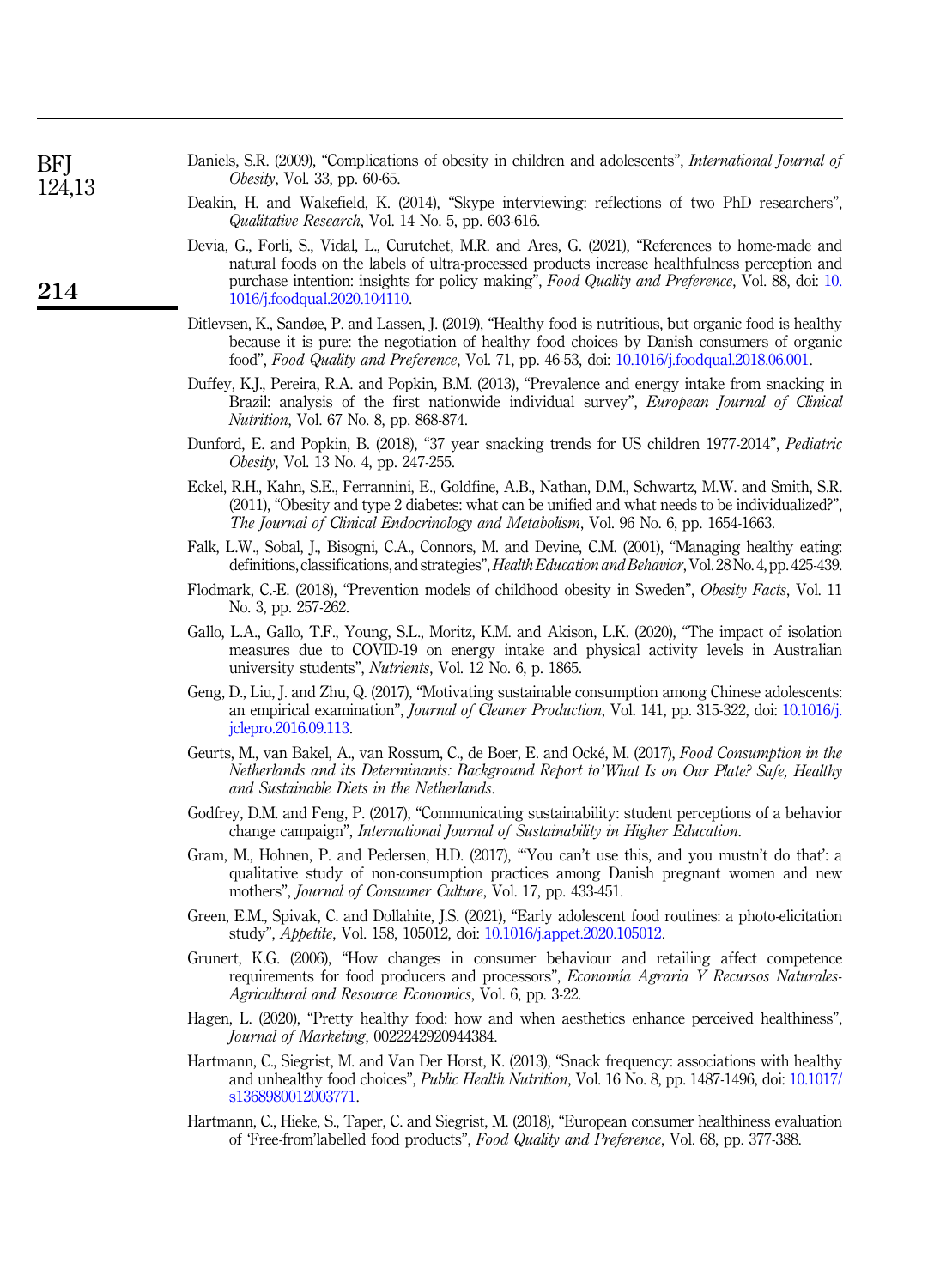Daniels, S.R. (2009), "Complications of obesity in children and adolescents", *International Journal of Obesity*, Vol. 33, pp. 60-65.

Deakin, H. and Wakefield, K. (2014), "Skype interviewing: reflections of two PhD researchers", *Qualitative Research*, Vol. 14 No. 5, pp. 603-616.

Devia, G., Forli, S., Vidal, L., Curutchet, M.R. and Ares, G. (2021), "References to home-made and natural foods on the labels of ultra-processed products increase healthfulness perception and purchase intention: insights for policy making", *Food Quality and Preference*, Vol. 88, doi: 10.1016/j.foodqual.2020.104110.

Ditlevsen, K., Sandøe, P. and Lassen, J. (2019), "Healthy food is nutritious, but organic food is healthy because it is pure: the negotiation of healthy food choices by Danish consumers of organic food", *Food Quality and Preference*, Vol. 71, pp. 46-53, doi: 10.1016/j.foodqual.2018.06.001.

Duffey, K.J., Pereira, R.A. and Popkin, B.M. (2013), "Prevalence and energy intake from snacking in Brazil: analysis of the first nationwide individual survey", *European Journal of Clinical Nutrition*, Vol. 67 No. 8, pp. 868-874.

Dunford, E. and Popkin, B. (2018), "37 year snacking trends for US children 1977-2014", *Pediatric Obesity*, Vol. 13 No. 4, pp. 247-255.

Eckel, R.H., Kahn, S.E., Ferrannini, E., Goldfine, A.B., Nathan, D.M., Schwartz, M.W. and Smith, S.R. (2011), "Obesity and type 2 diabetes: what can be unified and what needs to be individualized?", *The Journal of Clinical Endocrinology and Metabolism*, Vol. 96 No. 6, pp. 1654-1663.

Falk, L.W., Sobal, J., Bisogni, C.A., Connors, M. and Devine, C.M. (2001), "Managing healthy eating: definitions, classifications, and strategies", *Health Education and Behavior*, Vol. 28 No. 4, pp. 425-439.

Flodmark, C.-E. (2018), "Prevention models of childhood obesity in Sweden", *Obesity Facts*, Vol. 11 No. 3, pp. 257-262.

Gallo, L.A., Gallo, T.F., Young, S.L., Moritz, K.M. and Akison, L.K. (2020), "The impact of isolation measures due to COVID-19 on energy intake and physical activity levels in Australian university students", *Nutrients*, Vol. 12 No. 6, p. 1865.

Geng, D., Liu, J. and Zhu, Q. (2017), "Motivating sustainable consumption among Chinese adolescents: an empirical examination", *Journal of Cleaner Production*, Vol. 141, pp. 315-322, doi: 10.1016/j.jclepro.2016.09.113.

Geurts, M., van Bakel, A., van Rossum, C., de Boer, E. and Ocké, M. (2017), *Food Consumption in the Netherlands and its Determinants: Background Report to'What Is on Our Plate? Safe, Healthy and Sustainable Diets in the Netherlands*.

Godfrey, D.M. and Feng, P. (2017), "Communicating sustainability: student perceptions of a behavior change campaign", *International Journal of Sustainability in Higher Education*.

Gram, M., Hohnen, P. and Pedersen, H.D. (2017), "'You can't use this, and you mustn't do that': a qualitative study of non-consumption practices among Danish pregnant women and new mothers", *Journal of Consumer Culture*, Vol. 17, pp. 433-451.

Green, E.M., Spivak, C. and Dollahite, J.S. (2021), "Early adolescent food routines: a photo-elicitation study", *Appetite*, Vol. 158, 105012, doi: 10.1016/j.appet.2020.105012.

Grunert, K.G. (2006), "How changes in consumer behaviour and retailing affect competence requirements for food producers and processors", *Economía Agraria Y Recursos Naturales-Agricultural and Resource Economics*, Vol. 6, pp. 3-22.

Hagen, L. (2020), "Pretty healthy food: how and when aesthetics enhance perceived healthiness", *Journal of Marketing*, 0022242920944384.

Hartmann, C., Siegrist, M. and Van Der Horst, K. (2013), "Snack frequency: associations with healthy and unhealthy food choices", *Public Health Nutrition*, Vol. 16 No. 8, pp. 1487-1496, doi: 10.1017/s1368980012003771.

Hartmann, C., Hieke, S., Taper, C. and Siegrist, M. (2018), "European consumer healthiness evaluation of 'Free-from'labelled food products", *Food Quality and Preference*, Vol. 68, pp. 377-388.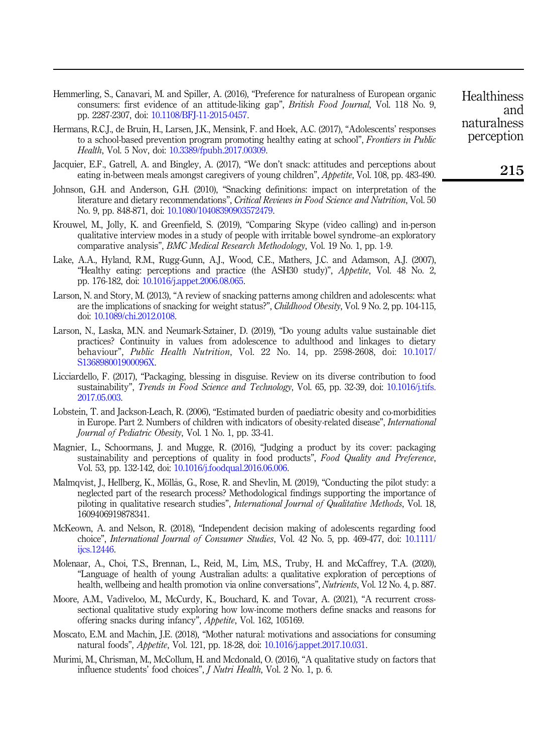Hemmerling, S., Canavari, M. and Spiller, A. (2016), "Preference for naturalness of European organic consumers: first evidence of an attitude-liking gap", *British Food Journal*, Vol. 118 No. 9, pp. 2287-2307, doi: 10.1108/BFJ-11-2015-0457.

Hermans, R.C.J., de Bruin, H., Larsen, J.K., Mensink, F. and Hoek, A.C. (2017), "Adolescents' responses to a school-based prevention program promoting healthy eating at school", *Frontiers in Public Health*, Vol. 5 Nov, doi: 10.3389/fpubh.2017.00309.

Jacquier, E.F., Gatrell, A. and Bingley, A. (2017), "We don't snack: attitudes and perceptions about eating in-between meals amongst caregivers of young children", *Appetite*, Vol. 108, pp. 483-490.

Johnson, G.H. and Anderson, G.H. (2010), "Snacking definitions: impact on interpretation of the literature and dietary recommendations", *Critical Reviews in Food Science and Nutrition*, Vol. 50 No. 9, pp. 848-871, doi: 10.1080/10408390903572479.

Krouwel, M., Jolly, K. and Greenfield, S. (2019), "Comparing Skype (video calling) and in-person qualitative interview modes in a study of people with irritable bowel syndrome–an exploratory comparative analysis", *BMC Medical Research Methodology*, Vol. 19 No. 1, pp. 1-9.

Lake, A.A., Hyland, R.M., Rugg-Gunn, A.J., Wood, C.E., Mathers, J.C. and Adamson, A.J. (2007), "Healthy eating: perceptions and practice (the ASH30 study)", *Appetite*, Vol. 48 No. 2, pp. 176-182, doi: 10.1016/j.appet.2006.08.065.

Larson, N. and Story, M. (2013), "A review of snacking patterns among children and adolescents: what are the implications of snacking for weight status?", *Childhood Obesity*, Vol. 9 No. 2, pp. 104-115, doi: 10.1089/chi.2012.0108.

Larson, N., Laska, M.N. and Neumark-Sztainer, D. (2019), "Do young adults value sustainable diet practices? Continuity in values from adolescence to adulthood and linkages to dietary behaviour", *Public Health Nutrition*, Vol. 22 No. 14, pp. 2598-2608, doi: 10.1017/S136898001900096X.

Licciardello, F. (2017), "Packaging, blessing in disguise. Review on its diverse contribution to food sustainability", *Trends in Food Science and Technology*, Vol. 65, pp. 32-39, doi: 10.1016/j.tifs.2017.05.003.

Lobstein, T. and Jackson-Leach, R. (2006), "Estimated burden of paediatric obesity and co-morbidities in Europe. Part 2. Numbers of children with indicators of obesity-related disease", *International Journal of Pediatric Obesity*, Vol. 1 No. 1, pp. 33-41.

Magnier, L., Schoormans, J. and Mugge, R. (2016), "Judging a product by its cover: packaging sustainability and perceptions of quality in food products", *Food Quality and Preference*, Vol. 53, pp. 132-142, doi: 10.1016/j.foodqual.2016.06.006.

Malmqvist, J., Hellberg, K., Möllås, G., Rose, R. and Shevlin, M. (2019), "Conducting the pilot study: a neglected part of the research process? Methodological findings supporting the importance of piloting in qualitative research studies", *International Journal of Qualitative Methods*, Vol. 18, 1609406919878341.

McKeown, A. and Nelson, R. (2018), "Independent decision making of adolescents regarding food choice", *International Journal of Consumer Studies*, Vol. 42 No. 5, pp. 469-477, doi: 10.1111/ijcs.12446.

Molenaar, A., Choi, T.S., Brennan, L., Reid, M., Lim, M.S., Truby, H. and McCaffrey, T.A. (2020), "Language of health of young Australian adults: a qualitative exploration of perceptions of health, wellbeing and health promotion via online conversations", *Nutrients*, Vol. 12 No. 4, p. 887.

Moore, A.M., Vadiveloo, M., McCurdy, K., Bouchard, K. and Tovar, A. (2021), "A recurrent cross-sectional qualitative study exploring how low-income mothers define snacks and reasons for offering snacks during infancy", *Appetite*, Vol. 162, 105169.

Moscato, E.M. and Machin, J.E. (2018), "Mother natural: motivations and associations for consuming natural foods", *Appetite*, Vol. 121, pp. 18-28, doi: 10.1016/j.appet.2017.10.031.

Murimi, M., Chrisman, M., McCollum, H. and Mcdonald, O. (2016), "A qualitative study on factors that influence students' food choices", *J Nutri Health*, Vol. 2 No. 1, p. 6.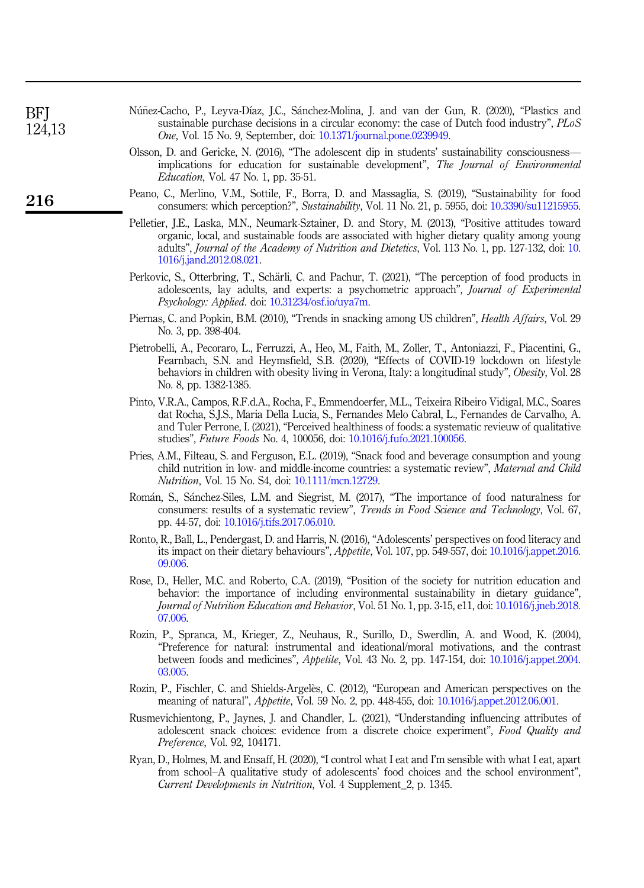Núñez-Cacho, P., Leyva-Díaz, J.C., Sánchez-Molina, J. and van der Gun, R. (2020), "Plastics and sustainable purchase decisions in a circular economy: the case of Dutch food industry", *PLoS One*, Vol. 15 No. 9, September, doi: 10.1371/journal.pone.0239949.

Olsson, D. and Gericke, N. (2016), "The adolescent dip in students' sustainability consciousness—implications for education for sustainable development", *The Journal of Environmental Education*, Vol. 47 No. 1, pp. 35-51.

Peano, C., Merlino, V.M., Sottile, F., Borra, D. and Massaglia, S. (2019), "Sustainability for food consumers: which perception?", *Sustainability*, Vol. 11 No. 21, p. 5955, doi: 10.3390/su11215955.

Pelletier, J.E., Laska, M.N., Neumark-Sztainer, D. and Story, M. (2013), "Positive attitudes toward organic, local, and sustainable foods are associated with higher dietary quality among young adults", *Journal of the Academy of Nutrition and Dietetics*, Vol. 113 No. 1, pp. 127-132, doi: 10.1016/j.jand.2012.08.021.

Perkovic, S., Otterbring, T., Schärli, C. and Pachur, T. (2021), "The perception of food products in adolescents, lay adults, and experts: a psychometric approach", *Journal of Experimental Psychology: Applied*. doi: 10.31234/osf.io/uya7m.

Piernas, C. and Popkin, B.M. (2010), "Trends in snacking among US children", *Health Affairs*, Vol. 29 No. 3, pp. 398-404.

Pietrobelli, A., Pecoraro, L., Ferruzzi, A., Heo, M., Faith, M., Zoller, T., Antoniazzi, F., Piacentini, G., Fearnbach, S.N. and Heymsfield, S.B. (2020), "Effects of COVID-19 lockdown on lifestyle behaviors in children with obesity living in Verona, Italy: a longitudinal study", *Obesity*, Vol. 28 No. 8, pp. 1382-1385.

Pinto, V.R.A., Campos, R.F.d.A., Rocha, F., Emmendoerfer, M.L., Teixeira Ribeiro Vidigal, M.C., Soares dat Rocha, S.J.S., Maria Della Lucia, S., Fernandes Melo Cabral, L., Fernandes de Carvalho, A. and Tuler Perrone, I. (2021), "Perceived healthiness of foods: a systematic revieuw of qualitative studies", *Future Foods* No. 4, 100056, doi: 10.1016/j.fufo.2021.100056.

Pries, A.M., Filteau, S. and Ferguson, E.L. (2019), "Snack food and beverage consumption and young child nutrition in low- and middle-income countries: a systematic review", *Maternal and Child Nutrition*, Vol. 15 No. S4, doi: 10.1111/mcn.12729.

Román, S., Sánchez-Siles, L.M. and Siegrist, M. (2017), "The importance of food naturalness for consumers: results of a systematic review", *Trends in Food Science and Technology*, Vol. 67, pp. 44-57, doi: 10.1016/j.tifs.2017.06.010.

Ronto, R., Ball, L., Pendergast, D. and Harris, N. (2016), "Adolescents' perspectives on food literacy and its impact on their dietary behaviours", *Appetite*, Vol. 107, pp. 549-557, doi: 10.1016/j.appet.2016.09.006.

Rose, D., Heller, M.C. and Roberto, C.A. (2019), "Position of the society for nutrition education and behavior: the importance of including environmental sustainability in dietary guidance", *Journal of Nutrition Education and Behavior*, Vol. 51 No. 1, pp. 3-15, e11, doi: 10.1016/j.jneb.2018.07.006.

Rozin, P., Spranca, M., Krieger, Z., Neuhaus, R., Surillo, D., Swerdlin, A. and Wood, K. (2004), "Preference for natural: instrumental and ideational/moral motivations, and the contrast between foods and medicines", *Appetite*, Vol. 43 No. 2, pp. 147-154, doi: 10.1016/j.appet.2004.03.005.

Rozin, P., Fischler, C. and Shields-Argelès, C. (2012), "European and American perspectives on the meaning of natural", *Appetite*, Vol. 59 No. 2, pp. 448-455, doi: 10.1016/j.appet.2012.06.001.

Rusmevichientong, P., Jaynes, J. and Chandler, L. (2021), "Understanding influencing attributes of adolescent snack choices: evidence from a discrete choice experiment", *Food Quality and Preference*, Vol. 92, 104171.

Ryan, D., Holmes, M. and Ensaff, H. (2020), "I control what I eat and I'm sensible with what I eat, apart from school–A qualitative study of adolescents' food choices and the school environment", *Current Developments in Nutrition*, Vol. 4 Supplement_2, p. 1345.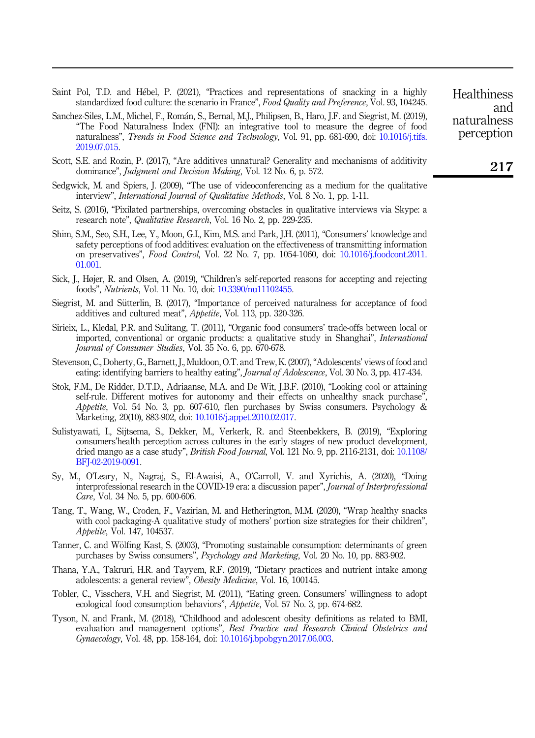Saint Pol, T.D. and Hébel, P. (2021), "Practices and representations of snacking in a highly standardized food culture: the scenario in France", *Food Quality and Preference*, Vol. 93, 104245.

Sanchez-Siles, L.M., Michel, F., Román, S., Bernal, M.J., Philipsen, B., Haro, J.F. and Siegrist, M. (2019), "The Food Naturalness Index (FNI): an integrative tool to measure the degree of food naturalness", *Trends in Food Science and Technology*, Vol. 91, pp. 681-690, doi: 10.1016/j.tifs.2019.07.015.

Scott, S.E. and Rozin, P. (2017), "Are additives unnatural? Generality and mechanisms of additivity dominance", *Judgment and Decision Making*, Vol. 12 No. 6, p. 572.

Sedgwick, M. and Spiers, J. (2009), "The use of videoconferencing as a medium for the qualitative interview", *International Journal of Qualitative Methods*, Vol. 8 No. 1, pp. 1-11.

Seitz, S. (2016), "Pixilated partnerships, overcoming obstacles in qualitative interviews via Skype: a research note", *Qualitative Research*, Vol. 16 No. 2, pp. 229-235.

Shim, S.M., Seo, S.H., Lee, Y., Moon, G.I., Kim, M.S. and Park, J.H. (2011), "Consumers' knowledge and safety perceptions of food additives: evaluation on the effectiveness of transmitting information on preservatives", *Food Control*, Vol. 22 No. 7, pp. 1054-1060, doi: 10.1016/j.foodcont.2011.01.001.

Sick, J., Højer, R. and Olsen, A. (2019), "Children's self-reported reasons for accepting and rejecting foods", *Nutrients*, Vol. 11 No. 10, doi: 10.3390/nu11102455.

Siegrist, M. and Sütterlin, B. (2017), "Importance of perceived naturalness for acceptance of food additives and cultured meat", *Appetite*, Vol. 113, pp. 320-326.

Sirieix, L., Kledal, P.R. and Sulitang, T. (2011), "Organic food consumers' trade-offs between local or imported, conventional or organic products: a qualitative study in Shanghai", *International Journal of Consumer Studies*, Vol. 35 No. 6, pp. 670-678.

Stevenson, C., Doherty, G., Barnett, J., Muldoon, O.T. and Trew, K. (2007), "Adolescents' views of food and eating: identifying barriers to healthy eating", *Journal of Adolescence*, Vol. 30 No. 3, pp. 417-434.

Stok, F.M., De Ridder, D.T.D., Adriaanse, M.A. and De Wit, J.B.F. (2010), "Looking cool or attaining self-rule. Different motives for autonomy and their effects on unhealthy snack purchase", *Appetite*, Vol. 54 No. 3, pp. 607-610, flen purchases by Swiss consumers. Psychology & Marketing, 20(10), 883-902, doi: 10.1016/j.appet.2010.02.017.

Sulistyawati, I., Sijtsema, S., Dekker, M., Verkerk, R. and Steenbekkers, B. (2019), "Exploring consumers'health perception across cultures in the early stages of new product development, dried mango as a case study", *British Food Journal*, Vol. 121 No. 9, pp. 2116-2131, doi: 10.1108/BFJ-02-2019-0091.

Sy, M., O'Leary, N., Nagraj, S., El-Awaisi, A., O'Carroll, V. and Xyrichis, A. (2020), "Doing interprofessional research in the COVID-19 era: a discussion paper", *Journal of Interprofessional Care*, Vol. 34 No. 5, pp. 600-606.

Tang, T., Wang, W., Croden, F., Vazirian, M. and Hetherington, M.M. (2020), "Wrap healthy snacks with cool packaging-A qualitative study of mothers' portion size strategies for their children", *Appetite*, Vol. 147, 104537.

Tanner, C. and Wölfing Kast, S. (2003), "Promoting sustainable consumption: determinants of green purchases by Swiss consumers", *Psychology and Marketing*, Vol. 20 No. 10, pp. 883-902.

Thana, Y.A., Takruri, H.R. and Tayyem, R.F. (2019), "Dietary practices and nutrient intake among adolescents: a general review", *Obesity Medicine*, Vol. 16, 100145.

Tobler, C., Visschers, V.H. and Siegrist, M. (2011), "Eating green. Consumers' willingness to adopt ecological food consumption behaviors", *Appetite*, Vol. 57 No. 3, pp. 674-682.

Tyson, N. and Frank, M. (2018), "Childhood and adolescent obesity definitions as related to BMI, evaluation and management options", *Best Practice and Research Clinical Obstetrics and Gynaecology*, Vol. 48, pp. 158-164, doi: 10.1016/j.bpobgyn.2017.06.003.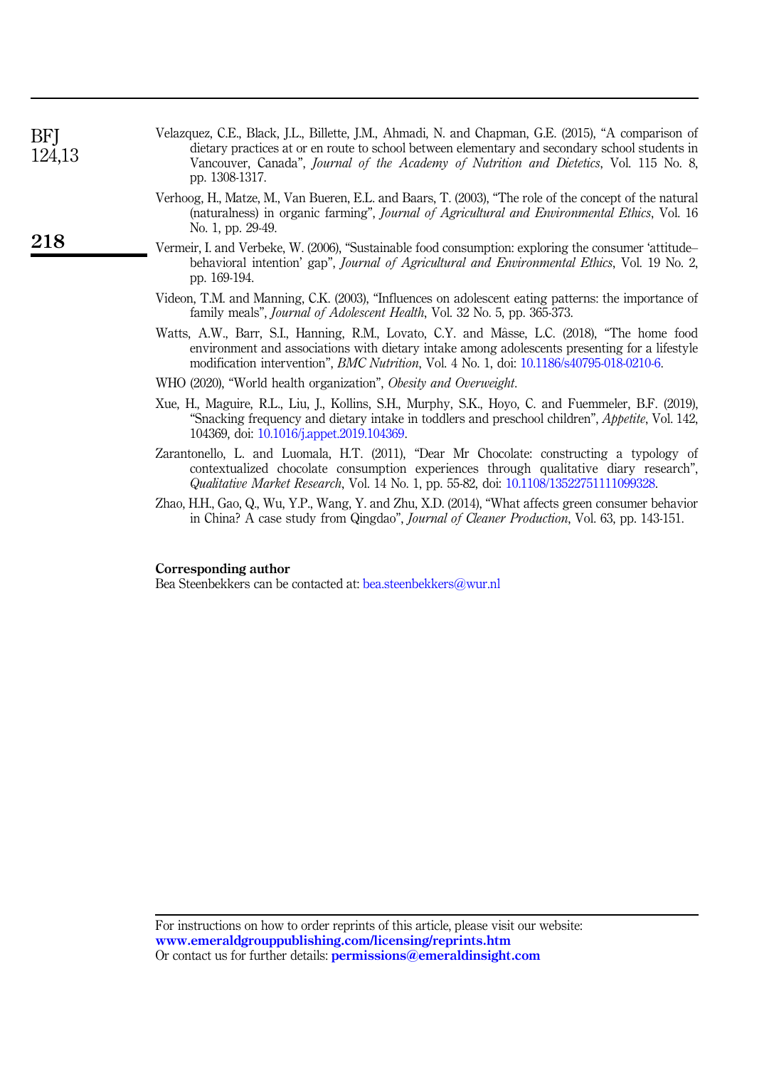Velazquez, C.E., Black, J.L., Billette, J.M., Ahmadi, N. and Chapman, G.E. (2015), "A comparison of dietary practices at or en route to school between elementary and secondary school students in Vancouver, Canada", *Journal of the Academy of Nutrition and Dietetics*, Vol. 115 No. 8, pp. 1308-1317.

Verhoog, H., Matze, M., Van Bueren, E.L. and Baars, T. (2003), "The role of the concept of the natural (naturalness) in organic farming", *Journal of Agricultural and Environmental Ethics*, Vol. 16 No. 1, pp. 29-49.

Vermeir, I. and Verbeke, W. (2006), "Sustainable food consumption: exploring the consumer 'attitude–behavioral intention' gap", *Journal of Agricultural and Environmental Ethics*, Vol. 19 No. 2, pp. 169-194.

Videon, T.M. and Manning, C.K. (2003), "Influences on adolescent eating patterns: the importance of family meals", *Journal of Adolescent Health*, Vol. 32 No. 5, pp. 365-373.

Watts, A.W., Barr, S.I., Hanning, R.M., Lovato, C.Y. and Mâsse, L.C. (2018), "The home food environment and associations with dietary intake among adolescents presenting for a lifestyle modification intervention", *BMC Nutrition*, Vol. 4 No. 1, doi: 10.1186/s40795-018-0210-6.

WHO (2020), "World health organization", *Obesity and Overweight*.

Xue, H., Maguire, R.L., Liu, J., Kollins, S.H., Murphy, S.K., Hoyo, C. and Fuemmeler, B.F. (2019), "Snacking frequency and dietary intake in toddlers and preschool children", *Appetite*, Vol. 142, 104369, doi: 10.1016/j.appet.2019.104369.

Zarantonello, L. and Luomala, H.T. (2011), "Dear Mr Chocolate: constructing a typology of contextualized chocolate consumption experiences through qualitative diary research", *Qualitative Market Research*, Vol. 14 No. 1, pp. 55-82, doi: 10.1108/13522751111099328.

Zhao, H.H., Gao, Q., Wu, Y.P., Wang, Y. and Zhu, X.D. (2014), "What affects green consumer behavior in China? A case study from Qingdao", *Journal of Cleaner Production*, Vol. 63, pp. 143-151.

**Corresponding author**

Bea Steenbekkers can be contacted at: bea.steenbekkers@wur.nl

For instructions on how to order reprints of this article, please visit our website:
**www.emeraldgrouppublishing.com/licensing/reprints.htm**
Or contact us for further details: **permissions@emeraldinsight.com**